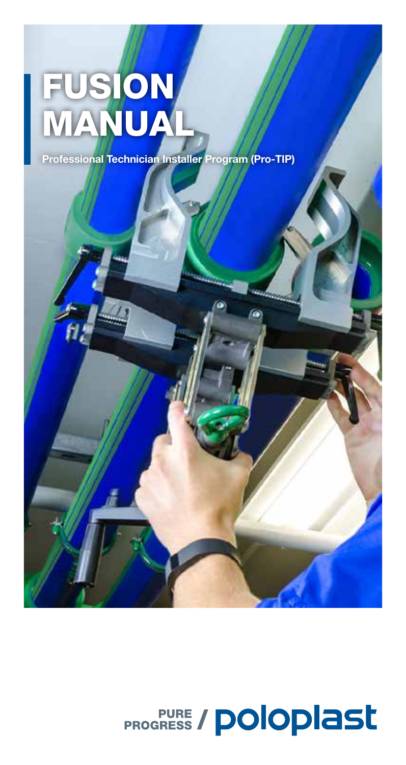# FUSION MANUAL

**Professional Technician Installer Program (Pro-TIP)**

PURE PROGRESS / poloplast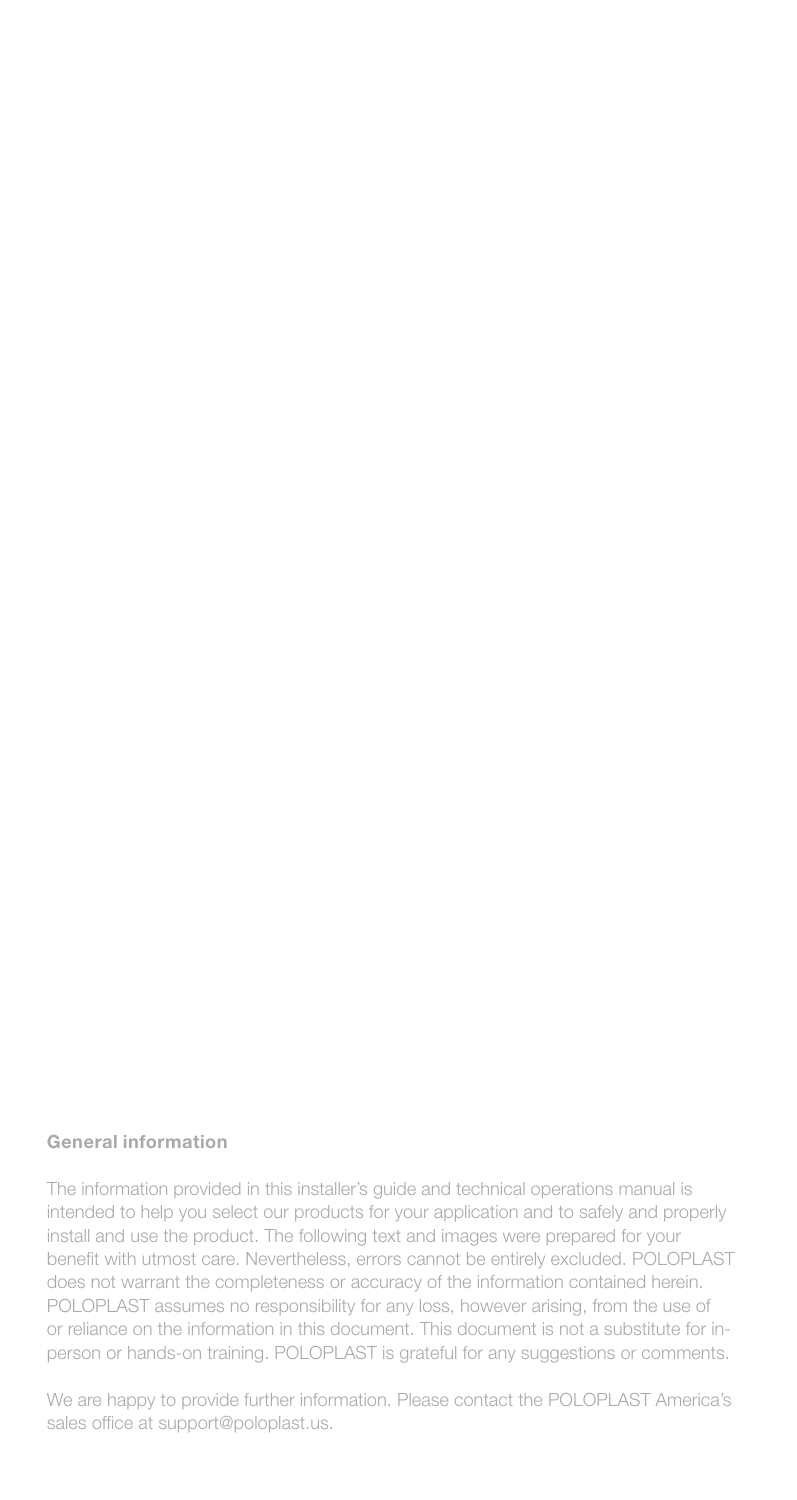## General information

The information provided in this installer's guide and technical operations manual is intended to help you select our products for your application and to safely and properly install and use the product. The following text and images were prepared for your benefit with utmost care. Nevertheless, errors cannot be entirely excluded. POLOPLAST does not warrant the completeness or accuracy of the information contained herein. POLOPLAST assumes no responsibility for any loss, however arising, from the use of or reliance on the information in this document. This document is not a substitute for in-person or hands-on training. POLOPLAST is grateful for any suggestions or comments.

We are happy to provide further information. Please contact the POLOPLAST America's sales office at support@poloplast.us.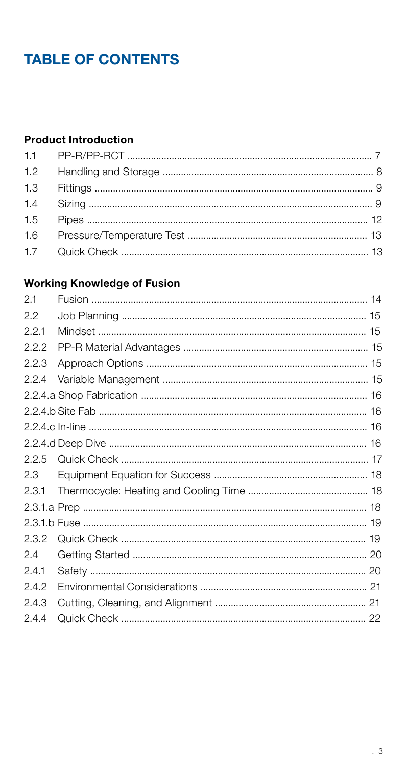# TABLE OF CONTENTS

### Product Introduction

| | | |
|---|---|---|
| 1.1 | PP-R/PP-RCT | 7 |
| 1.2 | Handling and Storage | 8 |
| 1.3 | Fittings | 9 |
| 1.4 | Sizing | 9 |
| 1.5 | Pipes | 12 |
| 1.6 | Pressure/Temperature Test | 13 |
| 1.7 | Quick Check | 13 |

### Working Knowledge of Fusion

| | | |
|---|---|---|
| 2.1 | Fusion | 14 |
| 2.2 | Job Planning | 15 |
| 2.2.1 | Mindset | 15 |
| 2.2.2 | PP-R Material Advantages | 15 |
| 2.2.3 | Approach Options | 15 |
| 2.2.4 | Variable Management | 15 |
| 2.2.4.a | Shop Fabrication | 16 |
| 2.2.4.b | Site Fab | 16 |
| 2.2.4.c | In-line | 16 |
| 2.2.4.d | Deep Dive | 16 |
| 2.2.5 | Quick Check | 17 |
| 2.3 | Equipment Equation for Success | 18 |
| 2.3.1 | Thermocycle: Heating and Cooling Time | 18 |
| 2.3.1.a | Prep | 18 |
| 2.3.1.b | Fuse | 19 |
| 2.3.2 | Quick Check | 19 |
| 2.4 | Getting Started | 20 |
| 2.4.1 | Safety | 20 |
| 2.4.2 | Environmental Considerations | 21 |
| 2.4.3 | Cutting, Cleaning, and Alignment | 21 |
| 2.4.4 | Quick Check | 22 |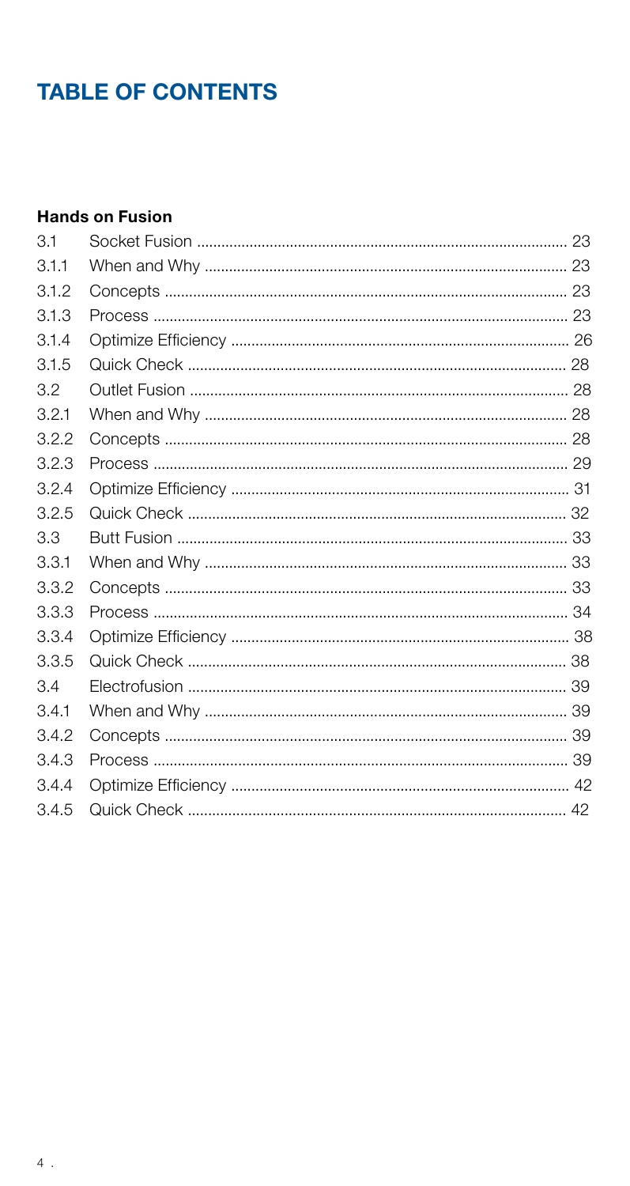# TABLE OF CONTENTS

**Hands on Fusion**

| | | |
|---|---|---|
| 3.1 | Socket Fusion | 23 |
| 3.1.1 | When and Why | 23 |
| 3.1.2 | Concepts | 23 |
| 3.1.3 | Process | 23 |
| 3.1.4 | Optimize Efficiency | 26 |
| 3.1.5 | Quick Check | 28 |
| 3.2 | Outlet Fusion | 28 |
| 3.2.1 | When and Why | 28 |
| 3.2.2 | Concepts | 28 |
| 3.2.3 | Process | 29 |
| 3.2.4 | Optimize Efficiency | 31 |
| 3.2.5 | Quick Check | 32 |
| 3.3 | Butt Fusion | 33 |
| 3.3.1 | When and Why | 33 |
| 3.3.2 | Concepts | 33 |
| 3.3.3 | Process | 34 |
| 3.3.4 | Optimize Efficiency | 38 |
| 3.3.5 | Quick Check | 38 |
| 3.4 | Electrofusion | 39 |
| 3.4.1 | When and Why | 39 |
| 3.4.2 | Concepts | 39 |
| 3.4.3 | Process | 39 |
| 3.4.4 | Optimize Efficiency | 42 |
| 3.4.5 | Quick Check | 42 |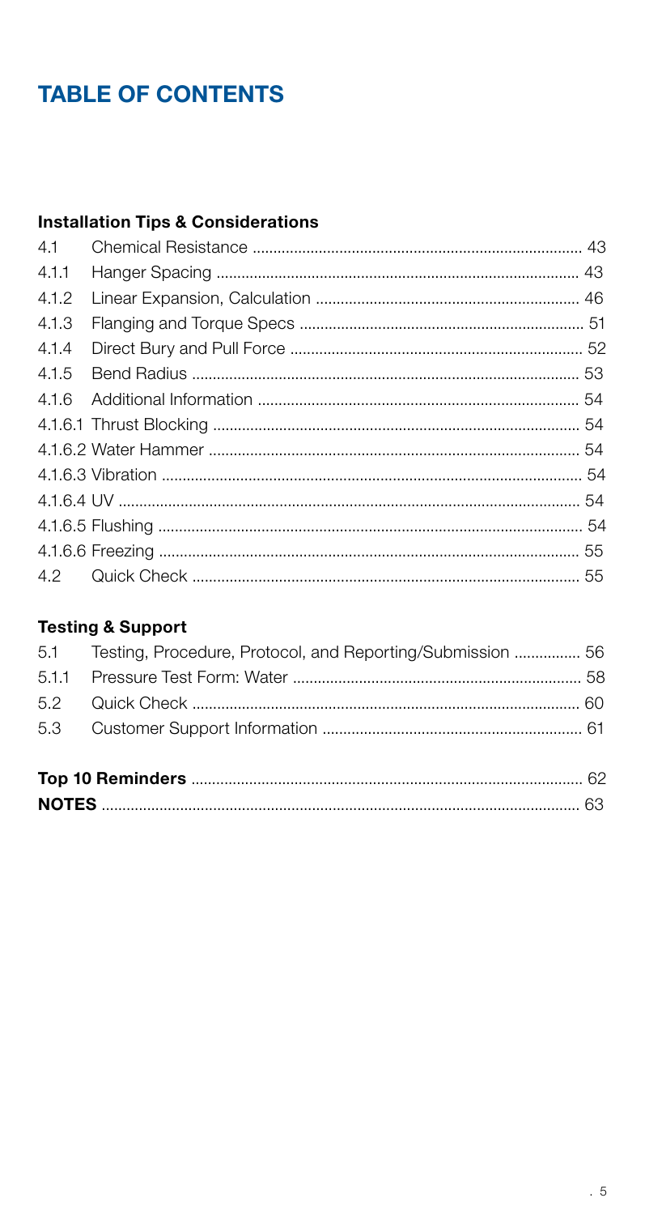# TABLE OF CONTENTS

### Installation Tips & Considerations

| | | |
|---|---|---|
| 4.1 | Chemical Resistance | 43 |
| 4.1.1 | Hanger Spacing | 43 |
| 4.1.2 | Linear Expansion, Calculation | 46 |
| 4.1.3 | Flanging and Torque Specs | 51 |
| 4.1.4 | Direct Bury and Pull Force | 52 |
| 4.1.5 | Bend Radius | 53 |
| 4.1.6 | Additional Information | 54 |
| 4.1.6.1 | Thrust Blocking | 54 |
| 4.1.6.2 | Water Hammer | 54 |
| 4.1.6.3 | Vibration | 54 |
| 4.1.6.4 | UV | 54 |
| 4.1.6.5 | Flushing | 54 |
| 4.1.6.6 | Freezing | 55 |
| 4.2 | Quick Check | 55 |

### Testing & Support

| | | |
|---|---|---|
| 5.1 | Testing, Procedure, Protocol, and Reporting/Submission | 56 |
| 5.1.1 | Pressure Test Form: Water | 58 |
| 5.2 | Quick Check | 60 |
| 5.3 | Customer Support Information | 61 |

| | |
|---|---|
| **Top 10 Reminders** | 62 |
| **NOTES** | 63 |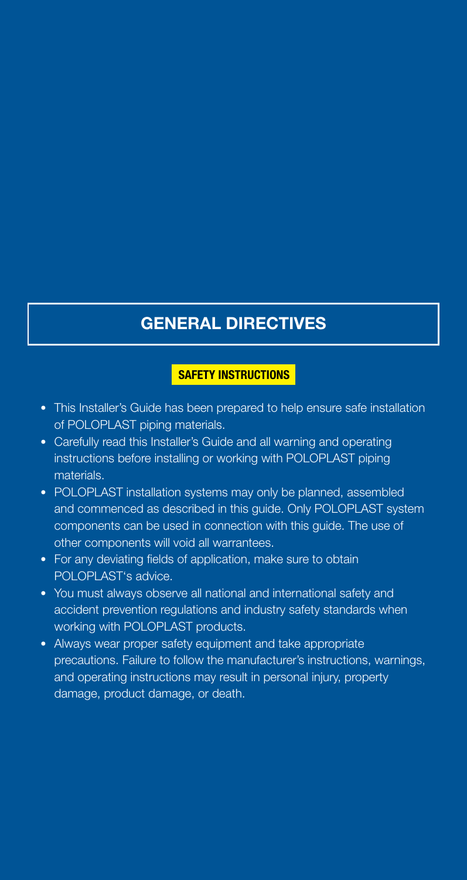# GENERAL DIRECTIVES

## SAFETY INSTRUCTIONS

- This Installer's Guide has been prepared to help ensure safe installation of POLOPLAST piping materials.
- Carefully read this Installer's Guide and all warning and operating instructions before installing or working with POLOPLAST piping materials.
- POLOPLAST installation systems may only be planned, assembled and commenced as described in this guide. Only POLOPLAST system components can be used in connection with this guide. The use of other components will void all warrantees.
- For any deviating fields of application, make sure to obtain POLOPLAST's advice.
- You must always observe all national and international safety and accident prevention regulations and industry safety standards when working with POLOPLAST products.
- Always wear proper safety equipment and take appropriate precautions. Failure to follow the manufacturer's instructions, warnings, and operating instructions may result in personal injury, property damage, product damage, or death.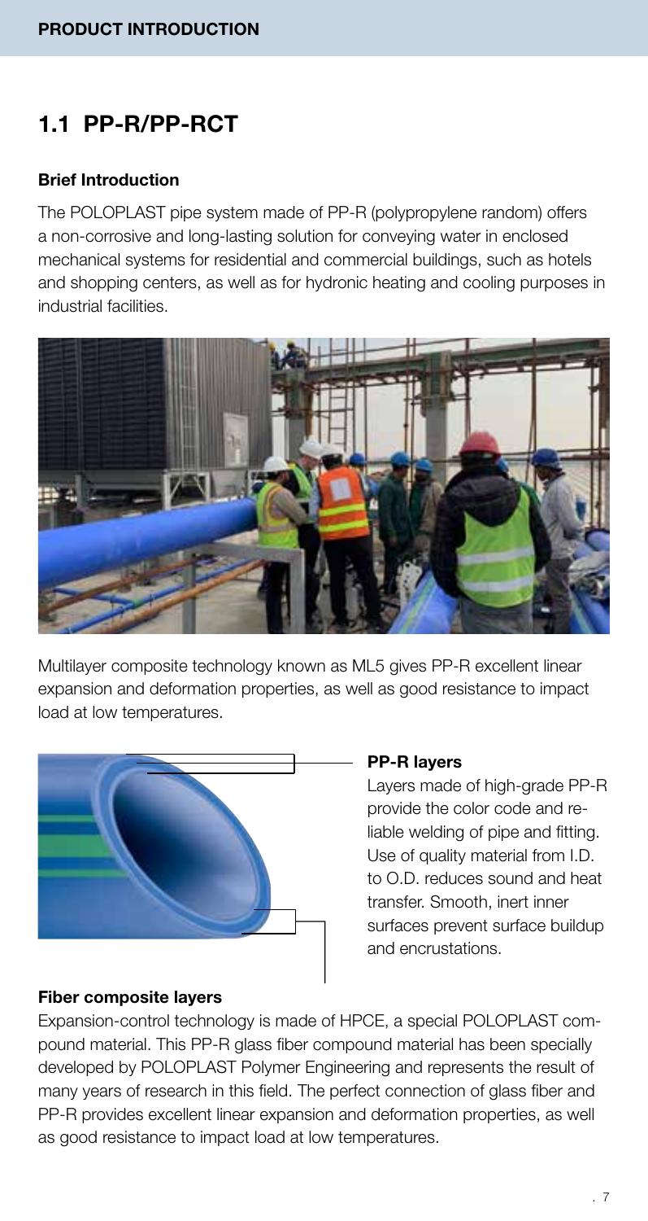## 1.1 PP-R/PP-RCT

**Brief Introduction**

The POLOPLAST pipe system made of PP-R (polypropylene random) offers a non-corrosive and long-lasting solution for conveying water in enclosed mechanical systems for residential and commercial buildings, such as hotels and shopping centers, as well as for hydronic heating and cooling purposes in industrial facilities.

Multilayer composite technology known as ML5 gives PP-R excellent linear expansion and deformation properties, as well as good resistance to impact load at low temperatures.

**PP-R layers**

Layers made of high-grade PP-R provide the color code and reliable welding of pipe and fitting. Use of quality material from I.D. to O.D. reduces sound and heat transfer. Smooth, inert inner surfaces prevent surface buildup and encrustations.

**Fiber composite layers**

Expansion-control technology is made of HPCE, a special POLOPLAST compound material. This PP-R glass fiber compound material has been specially developed by POLOPLAST Polymer Engineering and represents the result of many years of research in this field. The perfect connection of glass fiber and PP-R provides excellent linear expansion and deformation properties, as well as good resistance to impact load at low temperatures.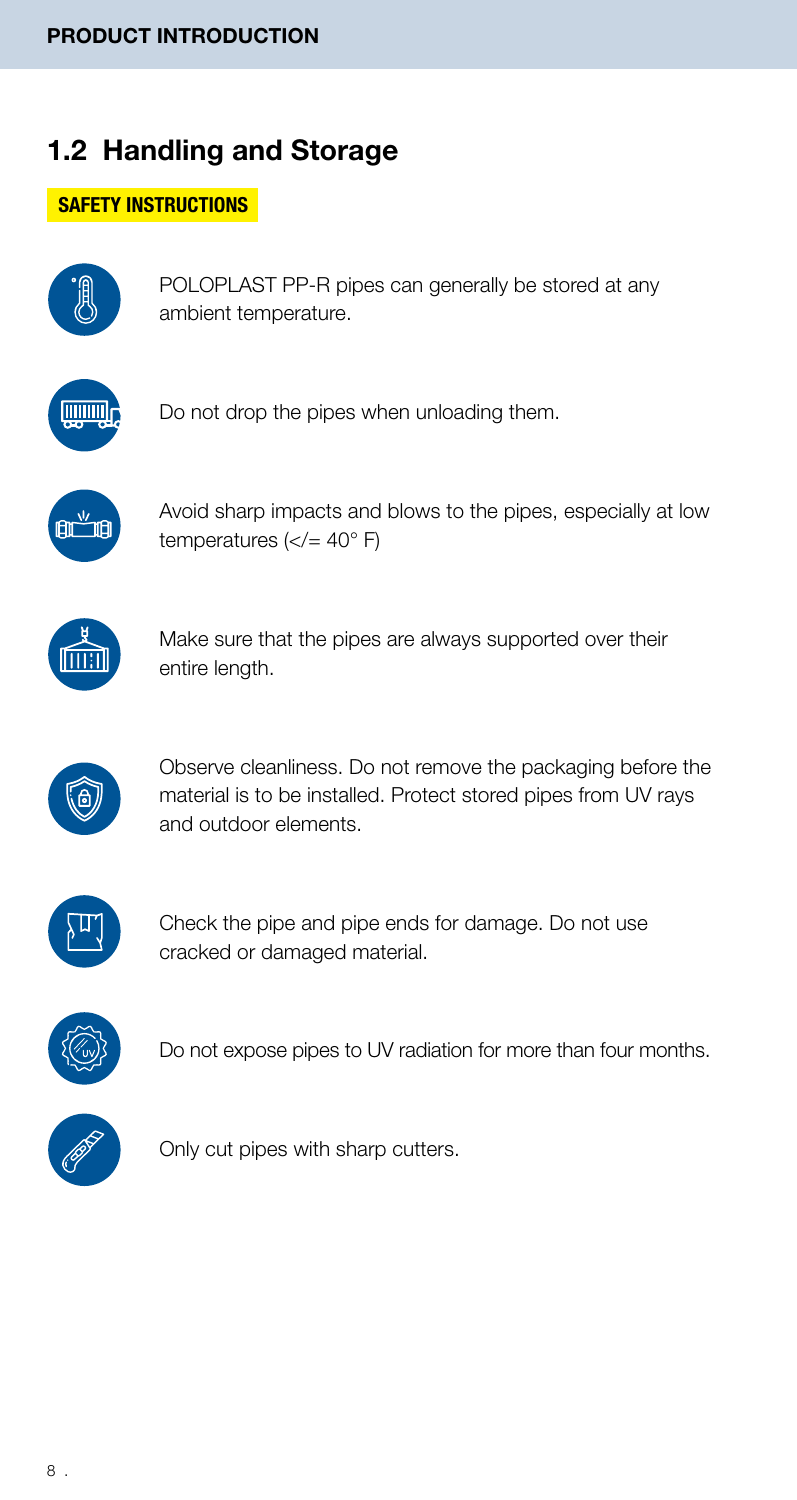## 1.2 Handling and Storage

**SAFETY INSTRUCTIONS**

POLOPLAST PP-R pipes can generally be stored at any ambient temperature.

Do not drop the pipes when unloading them.

Avoid sharp impacts and blows to the pipes, especially at low temperatures (</= 40° F)

Make sure that the pipes are always supported over their entire length.

Observe cleanliness. Do not remove the packaging before the material is to be installed. Protect stored pipes from UV rays and outdoor elements.

Check the pipe and pipe ends for damage. Do not use cracked or damaged material.

Do not expose pipes to UV radiation for more than four months.

Only cut pipes with sharp cutters.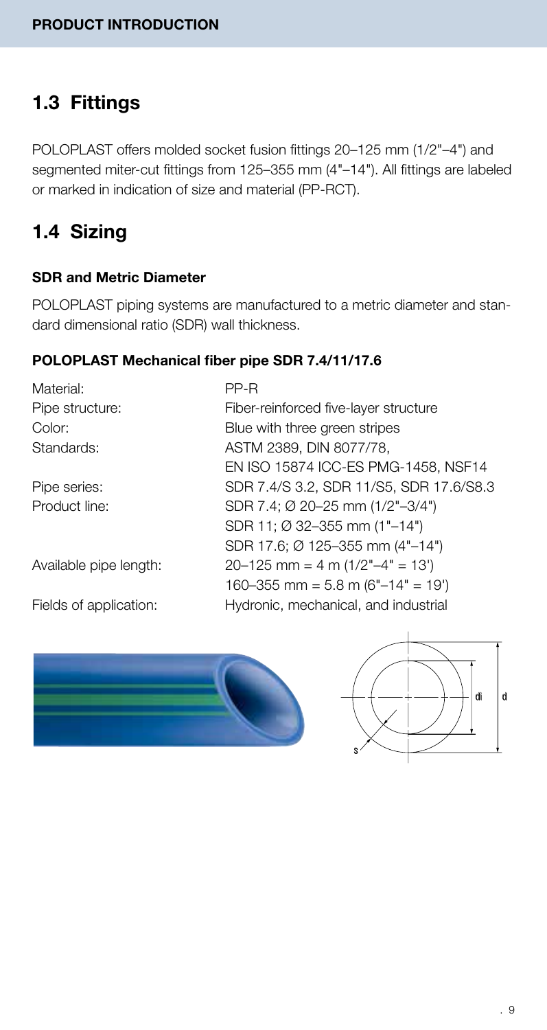## 1.3 Fittings

POLOPLAST offers molded socket fusion fittings 20–125 mm (1/2"–4") and segmented miter-cut fittings from 125–355 mm (4"–14"). All fittings are labeled or marked in indication of size and material (PP-RCT).

## 1.4 Sizing

### SDR and Metric Diameter

POLOPLAST piping systems are manufactured to a metric diameter and standard dimensional ratio (SDR) wall thickness.

### POLOPLAST Mechanical fiber pipe SDR 7.4/11/17.6

| | |
|---|---|
| Material: | PP-R |
| Pipe structure: | Fiber-reinforced five-layer structure |
| Color: | Blue with three green stripes |
| Standards: | ASTM 2389, DIN 8077/78, EN ISO 15874 ICC-ES PMG-1458, NSF14 |
| Pipe series: | SDR 7.4/S 3.2, SDR 11/S5, SDR 17.6/S8.3 |
| Product line: | SDR 7.4; Ø 20–25 mm (1/2"–3/4")<br>SDR 11; Ø 32–355 mm (1"–14")<br>SDR 17.6; Ø 125–355 mm (4"–14") |
| Available pipe length: | 20–125 mm = 4 m (1/2"–4" = 13')<br>160–355 mm = 5.8 m (6"–14" = 19') |
| Fields of application: | Hydronic, mechanical, and industrial |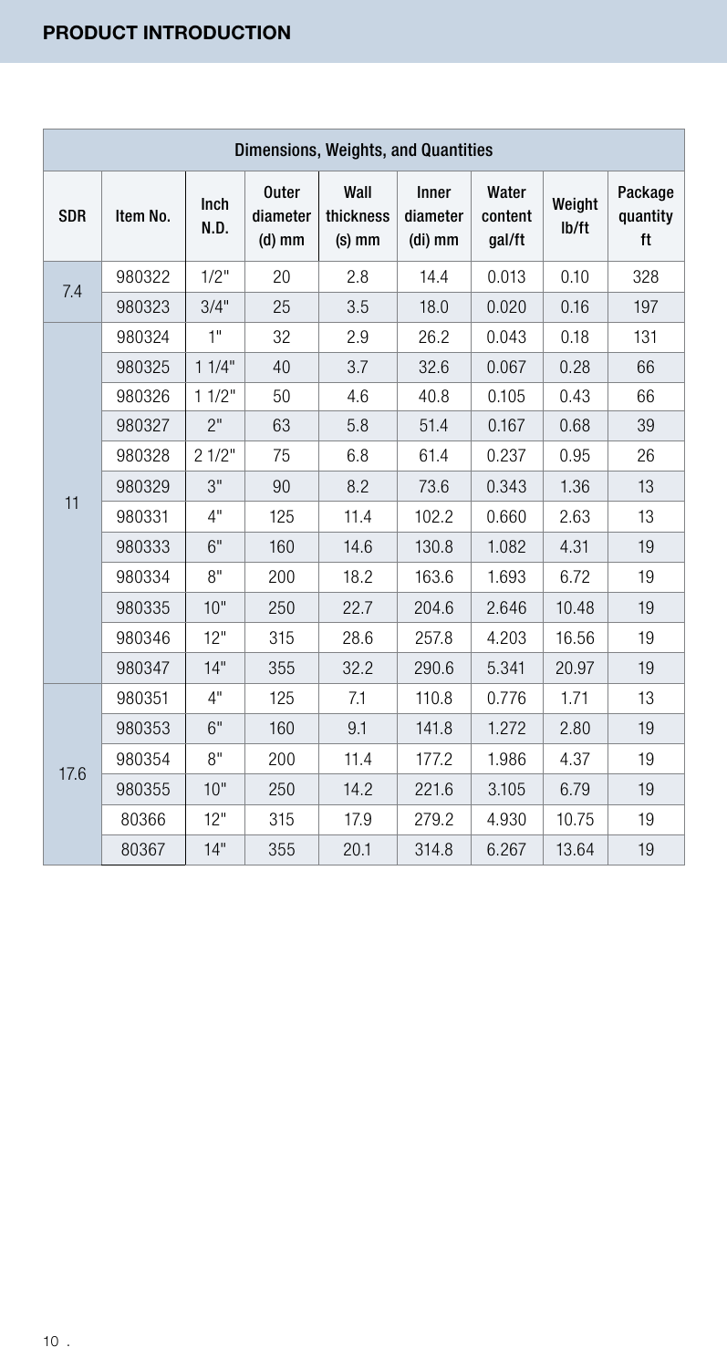## PRODUCT INTRODUCTION

| Dimensions, Weights, and Quantities | | | | | | | | |
|---|---|---|---|---|---|---|---|---|
| SDR | Item No. | Inch N.D. | Outer diameter (d) mm | Wall thickness (s) mm | Inner diameter (di) mm | Water content gal/ft | Weight lb/ft | Package quantity ft |
| 7.4 | 980322 | 1/2" | 20 | 2.8 | 14.4 | 0.013 | 0.10 | 328 |
| | 980323 | 3/4" | 25 | 3.5 | 18.0 | 0.020 | 0.16 | 197 |
| 11 | 980324 | 1" | 32 | 2.9 | 26.2 | 0.043 | 0.18 | 131 |
| | 980325 | 1 1/4" | 40 | 3.7 | 32.6 | 0.067 | 0.28 | 66 |
| | 980326 | 1 1/2" | 50 | 4.6 | 40.8 | 0.105 | 0.43 | 66 |
| | 980327 | 2" | 63 | 5.8 | 51.4 | 0.167 | 0.68 | 39 |
| | 980328 | 2 1/2" | 75 | 6.8 | 61.4 | 0.237 | 0.95 | 26 |
| | 980329 | 3" | 90 | 8.2 | 73.6 | 0.343 | 1.36 | 13 |
| | 980331 | 4" | 125 | 11.4 | 102.2 | 0.660 | 2.63 | 13 |
| | 980333 | 6" | 160 | 14.6 | 130.8 | 1.082 | 4.31 | 19 |
| | 980334 | 8" | 200 | 18.2 | 163.6 | 1.693 | 6.72 | 19 |
| | 980335 | 10" | 250 | 22.7 | 204.6 | 2.646 | 10.48 | 19 |
| | 980346 | 12" | 315 | 28.6 | 257.8 | 4.203 | 16.56 | 19 |
| | 980347 | 14" | 355 | 32.2 | 290.6 | 5.341 | 20.97 | 19 |
| 17.6 | 980351 | 4" | 125 | 7.1 | 110.8 | 0.776 | 1.71 | 13 |
| | 980353 | 6" | 160 | 9.1 | 141.8 | 1.272 | 2.80 | 19 |
| | 980354 | 8" | 200 | 11.4 | 177.2 | 1.986 | 4.37 | 19 |
| | 980355 | 10" | 250 | 14.2 | 221.6 | 3.105 | 6.79 | 19 |
| | 80366 | 12" | 315 | 17.9 | 279.2 | 4.930 | 10.75 | 19 |
| | 80367 | 14" | 355 | 20.1 | 314.8 | 6.267 | 13.64 | 19 |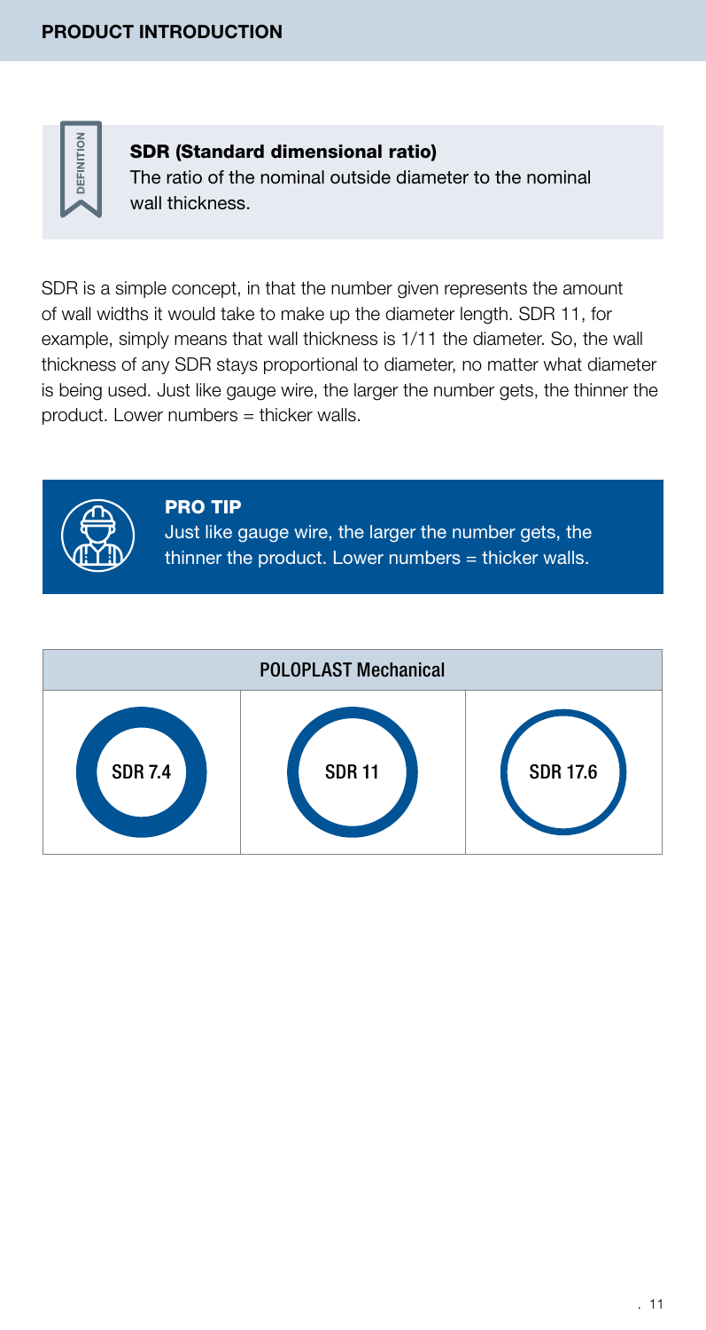## PRODUCT INTRODUCTION

DEFINITION

**SDR (Standard dimensional ratio)**
The ratio of the nominal outside diameter to the nominal wall thickness.

SDR is a simple concept, in that the number given represents the amount of wall widths it would take to make up the diameter length. SDR 11, for example, simply means that wall thickness is 1/11 the diameter. So, the wall thickness of any SDR stays proportional to diameter, no matter what diameter is being used. Just like gauge wire, the larger the number gets, the thinner the product. Lower numbers = thicker walls.

**PRO TIP**
Just like gauge wire, the larger the number gets, the thinner the product. Lower numbers = thicker walls.

| POLOPLAST Mechanical | | |
|---|---|---|
| SDR 7.4 | SDR 11 | SDR 17.6 |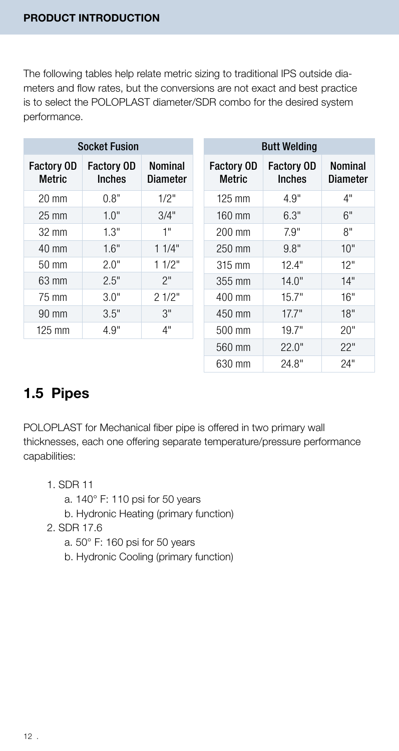## PRODUCT INTRODUCTION

The following tables help relate metric sizing to traditional IPS outside diameters and flow rates, but the conversions are not exact and best practice is to select the POLOPLAST diameter/SDR combo for the desired system performance.

| Socket Fusion | | |
|---|---|---|
| Factory OD Metric | Factory OD Inches | Nominal Diameter |
| 20 mm | 0.8" | 1/2" |
| 25 mm | 1.0" | 3/4" |
| 32 mm | 1.3" | 1" |
| 40 mm | 1.6" | 1 1/4" |
| 50 mm | 2.0" | 1 1/2" |
| 63 mm | 2.5" | 2" |
| 75 mm | 3.0" | 2 1/2" |
| 90 mm | 3.5" | 3" |
| 125 mm | 4.9" | 4" |

| Butt Welding | | |
|---|---|---|
| Factory OD Metric | Factory OD Inches | Nominal Diameter |
| 125 mm | 4.9" | 4" |
| 160 mm | 6.3" | 6" |
| 200 mm | 7.9" | 8" |
| 250 mm | 9.8" | 10" |
| 315 mm | 12.4" | 12" |
| 355 mm | 14.0" | 14" |
| 400 mm | 15.7" | 16" |
| 450 mm | 17.7" | 18" |
| 500 mm | 19.7" | 20" |
| 560 mm | 22.0" | 22" |
| 630 mm | 24.8" | 24" |

## 1.5 Pipes

POLOPLAST for Mechanical fiber pipe is offered in two primary wall thicknesses, each one offering separate temperature/pressure performance capabilities:

1. SDR 11
   a. 140° F: 110 psi for 50 years
   b. Hydronic Heating (primary function)
2. SDR 17.6
   a. 50° F: 160 psi for 50 years
   b. Hydronic Cooling (primary function)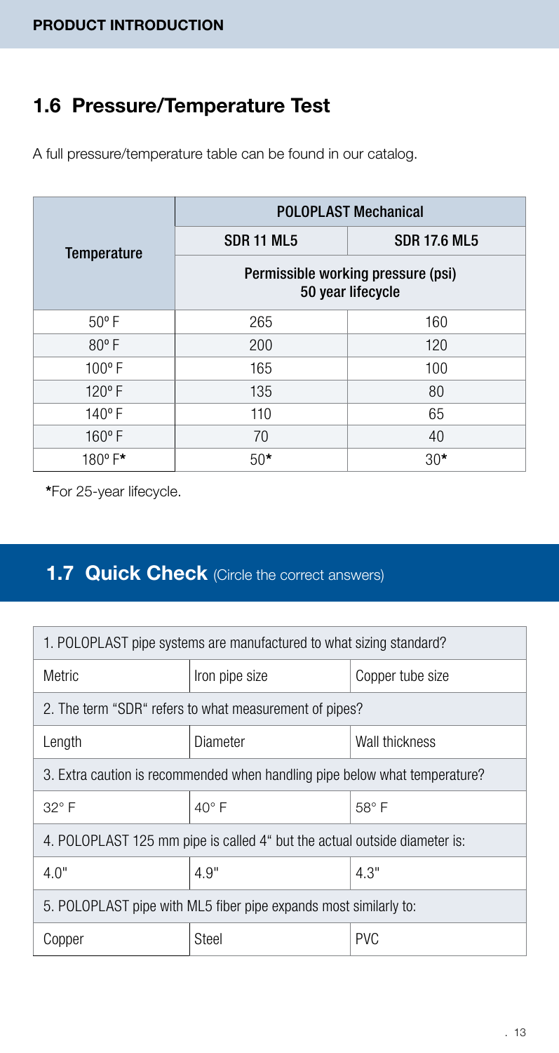## 1.6 Pressure/Temperature Test

A full pressure/temperature table can be found in our catalog.

| Temperature | POLOPLAST Mechanical | |
|---|---|---|
| | SDR 11 ML5 | SDR 17.6 ML5 |
| | Permissible working pressure (psi) 50 year lifecycle | |
| 50° F | 265 | 160 |
| 80° F | 200 | 120 |
| 100° F | 165 | 100 |
| 120° F | 135 | 80 |
| 140° F | 110 | 65 |
| 160° F | 70 | 40 |
| 180° F* | 50* | 30* |

*For 25-year lifecycle.

## 1.7 Quick Check (Circle the correct answers)

| 1. POLOPLAST pipe systems are manufactured to what sizing standard? | | |
|---|---|---|
| Metric | Iron pipe size | Copper tube size |
| 2. The term "SDR" refers to what measurement of pipes? | | |
| Length | Diameter | Wall thickness |
| 3. Extra caution is recommended when handling pipe below what temperature? | | |
| 32° F | 40° F | 58° F |
| 4. POLOPLAST 125 mm pipe is called 4" but the actual outside diameter is: | | |
| 4.0" | 4.9" | 4.3" |
| 5. POLOPLAST pipe with ML5 fiber pipe expands most similarly to: | | |
| Copper | Steel | PVC |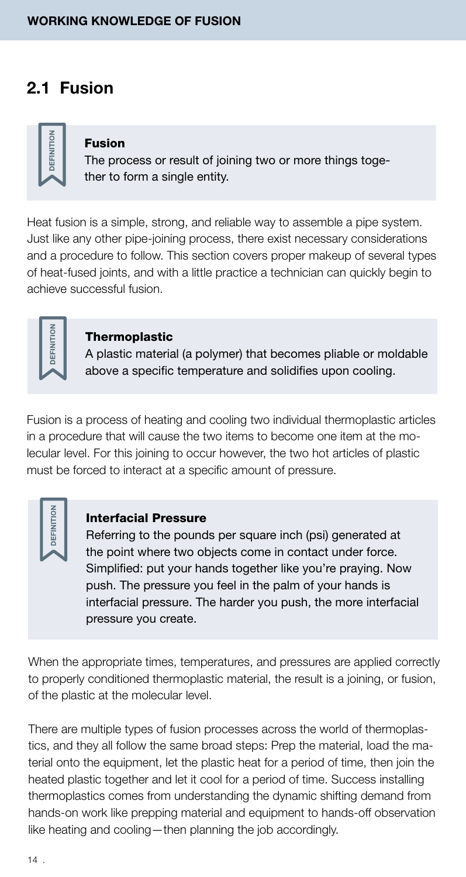## 2.1 Fusion

> DEFINITION
>
> **Fusion**
>
> The process or result of joining two or more things together to form a single entity.

Heat fusion is a simple, strong, and reliable way to assemble a pipe system. Just like any other pipe-joining process, there exist necessary considerations and a procedure to follow. This section covers proper makeup of several types of heat-fused joints, and with a little practice a technician can quickly begin to achieve successful fusion.

> DEFINITION
>
> **Thermoplastic**
>
> A plastic material (a polymer) that becomes pliable or moldable above a specific temperature and solidifies upon cooling.

Fusion is a process of heating and cooling two individual thermoplastic articles in a procedure that will cause the two items to become one item at the molecular level. For this joining to occur however, the two hot articles of plastic must be forced to interact at a specific amount of pressure.

> DEFINITION
>
> **Interfacial Pressure**
>
> Referring to the pounds per square inch (psi) generated at the point where two objects come in contact under force. Simplified: put your hands together like you're praying. Now push. The pressure you feel in the palm of your hands is interfacial pressure. The harder you push, the more interfacial pressure you create.

When the appropriate times, temperatures, and pressures are applied correctly to properly conditioned thermoplastic material, the result is a joining, or fusion, of the plastic at the molecular level.

There are multiple types of fusion processes across the world of thermoplastics, and they all follow the same broad steps: Prep the material, load the material onto the equipment, let the plastic heat for a period of time, then join the heated plastic together and let it cool for a period of time. Success installing thermoplastics comes from understanding the dynamic shifting demand from hands-on work like prepping material and equipment to hands-off observation like heating and cooling—then planning the job accordingly.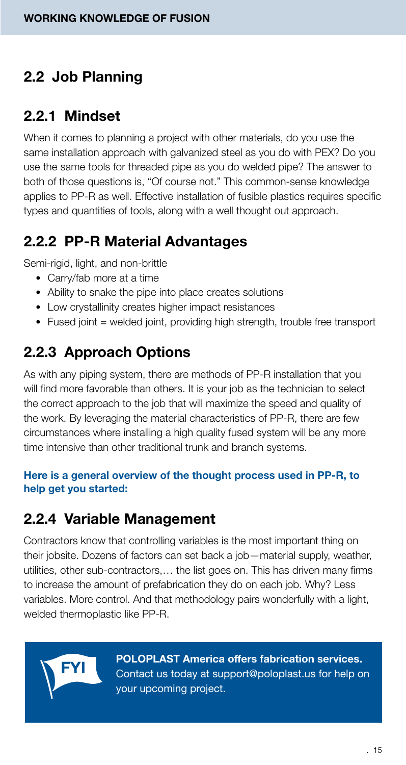## 2.2 Job Planning

### 2.2.1 Mindset

When it comes to planning a project with other materials, do you use the same installation approach with galvanized steel as you do with PEX? Do you use the same tools for threaded pipe as you do welded pipe? The answer to both of those questions is, "Of course not." This common-sense knowledge applies to PP-R as well. Effective installation of fusible plastics requires specific types and quantities of tools, along with a well thought out approach.

### 2.2.2 PP-R Material Advantages

Semi-rigid, light, and non-brittle

- Carry/fab more at a time
- Ability to snake the pipe into place creates solutions
- Low crystallinity creates higher impact resistances
- Fused joint = welded joint, providing high strength, trouble free transport

### 2.2.3 Approach Options

As with any piping system, there are methods of PP-R installation that you will find more favorable than others. It is your job as the technician to select the correct approach to the job that will maximize the speed and quality of the work. By leveraging the material characteristics of PP-R, there are few circumstances where installing a high quality fused system will be any more time intensive than other traditional trunk and branch systems.

**Here is a general overview of the thought process used in PP-R, to help get you started:**

### 2.2.4 Variable Management

Contractors know that controlling variables is the most important thing on their jobsite. Dozens of factors can set back a job—material supply, weather, utilities, other sub-contractors,… the list goes on. This has driven many firms to increase the amount of prefabrication they do on each job. Why? Less variables. More control. And that methodology pairs wonderfully with a light, welded thermoplastic like PP-R.

**FYI**

**POLOPLAST America offers fabrication services.** Contact us today at support@poloplast.us for help on your upcoming project.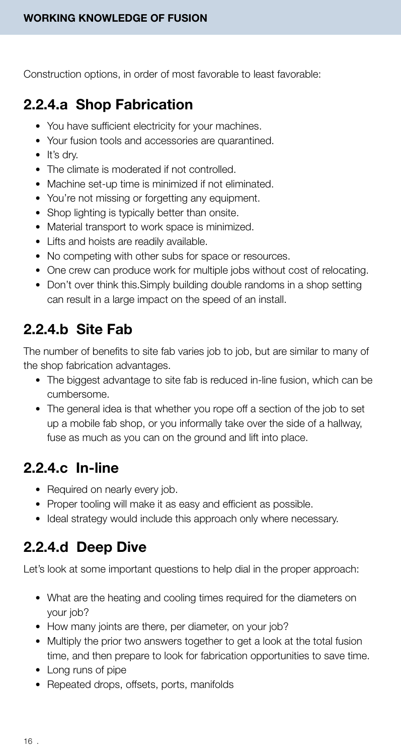Construction options, in order of most favorable to least favorable:

## 2.2.4.a Shop Fabrication

- You have sufficient electricity for your machines.
- Your fusion tools and accessories are quarantined.
- It's dry.
- The climate is moderated if not controlled.
- Machine set-up time is minimized if not eliminated.
- You're not missing or forgetting any equipment.
- Shop lighting is typically better than onsite.
- Material transport to work space is minimized.
- Lifts and hoists are readily available.
- No competing with other subs for space or resources.
- One crew can produce work for multiple jobs without cost of relocating.
- Don't over think this.Simply building double randoms in a shop setting can result in a large impact on the speed of an install.

## 2.2.4.b Site Fab

The number of benefits to site fab varies job to job, but are similar to many of the shop fabrication advantages.

- The biggest advantage to site fab is reduced in-line fusion, which can be cumbersome.
- The general idea is that whether you rope off a section of the job to set up a mobile fab shop, or you informally take over the side of a hallway, fuse as much as you can on the ground and lift into place.

## 2.2.4.c In-line

- Required on nearly every job.
- Proper tooling will make it as easy and efficient as possible.
- Ideal strategy would include this approach only where necessary.

## 2.2.4.d Deep Dive

Let's look at some important questions to help dial in the proper approach:

- What are the heating and cooling times required for the diameters on your job?
- How many joints are there, per diameter, on your job?
- Multiply the prior two answers together to get a look at the total fusion time, and then prepare to look for fabrication opportunities to save time.
- Long runs of pipe
- Repeated drops, offsets, ports, manifolds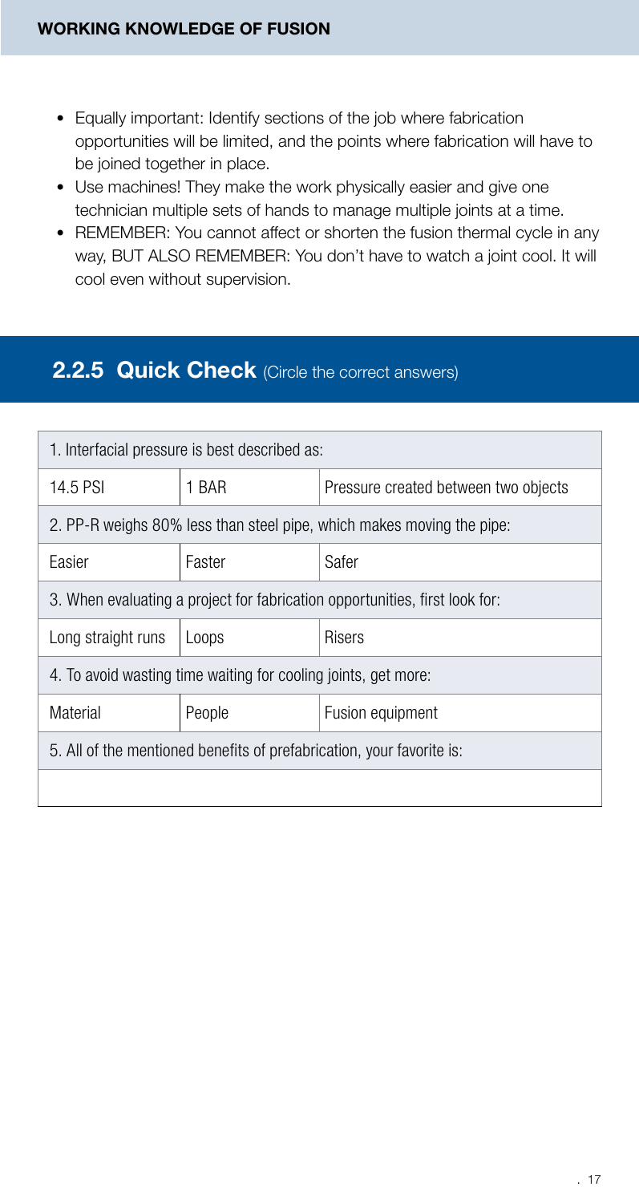- Equally important: Identify sections of the job where fabrication opportunities will be limited, and the points where fabrication will have to be joined together in place.
- Use machines! They make the work physically easier and give one technician multiple sets of hands to manage multiple joints at a time.
- REMEMBER: You cannot affect or shorten the fusion thermal cycle in any way, BUT ALSO REMEMBER: You don't have to watch a joint cool. It will cool even without supervision.

## 2.2.5 Quick Check (Circle the correct answers)

| 1. Interfacial pressure is best described as: | | |
|---|---|---|
| 14.5 PSI | 1 BAR | Pressure created between two objects |
| **2. PP-R weighs 80% less than steel pipe, which makes moving the pipe:** | | |
| Easier | Faster | Safer |
| **3. When evaluating a project for fabrication opportunities, first look for:** | | |
| Long straight runs | Loops | Risers |
| **4. To avoid wasting time waiting for cooling joints, get more:** | | |
| Material | People | Fusion equipment |
| **5. All of the mentioned benefits of prefabrication, your favorite is:** | | |
| | | |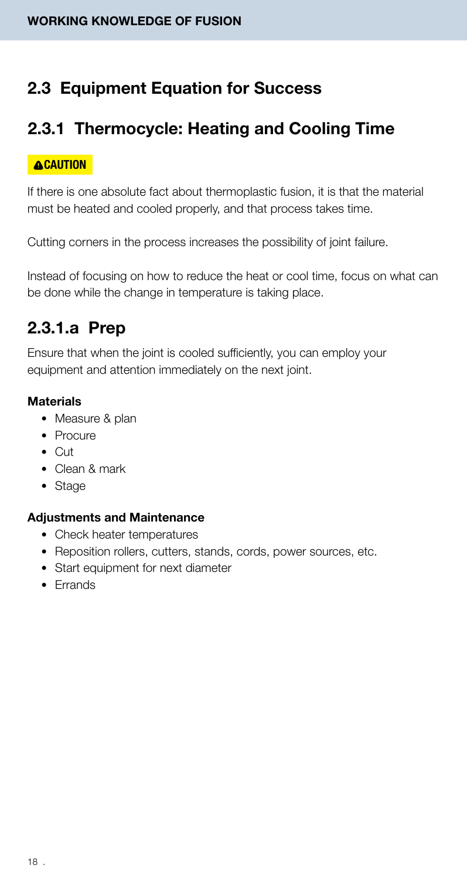## 2.3 Equipment Equation for Success

## 2.3.1 Thermocycle: Heating and Cooling Time

**CAUTION**

If there is one absolute fact about thermoplastic fusion, it is that the material must be heated and cooled properly, and that process takes time.

Cutting corners in the process increases the possibility of joint failure.

Instead of focusing on how to reduce the heat or cool time, focus on what can be done while the change in temperature is taking place.

## 2.3.1.a Prep

Ensure that when the joint is cooled sufficiently, you can employ your equipment and attention immediately on the next joint.

**Materials**

- Measure & plan
- Procure
- Cut
- Clean & mark
- Stage

**Adjustments and Maintenance**

- Check heater temperatures
- Reposition rollers, cutters, stands, cords, power sources, etc.
- Start equipment for next diameter
- Errands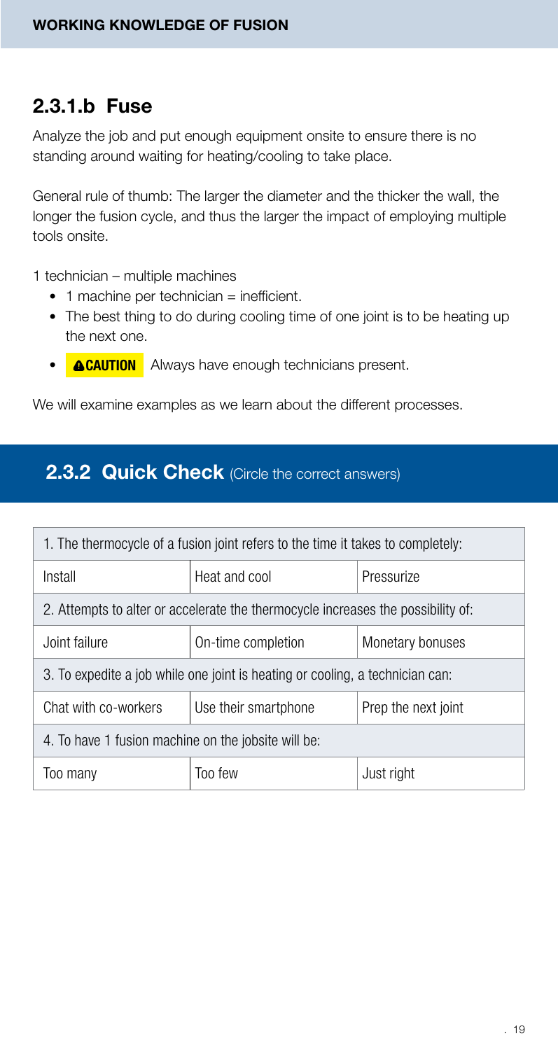## 2.3.1.b Fuse

Analyze the job and put enough equipment onsite to ensure there is no standing around waiting for heating/cooling to take place.

General rule of thumb: The larger the diameter and the thicker the wall, the longer the fusion cycle, and thus the larger the impact of employing multiple tools onsite.

1 technician – multiple machines

- 1 machine per technician = inefficient.
- The best thing to do during cooling time of one joint is to be heating up the next one.
- **CAUTION** Always have enough technicians present.

We will examine examples as we learn about the different processes.

## 2.3.2 Quick Check (Circle the correct answers)

| 1. The thermocycle of a fusion joint refers to the time it takes to completely: | | |
|---|---|---|
| Install | Heat and cool | Pressurize |
| 2. Attempts to alter or accelerate the thermocycle increases the possibility of: | | |
| Joint failure | On-time completion | Monetary bonuses |
| 3. To expedite a job while one joint is heating or cooling, a technician can: | | |
| Chat with co-workers | Use their smartphone | Prep the next joint |
| 4. To have 1 fusion machine on the jobsite will be: | | |
| Too many | Too few | Just right |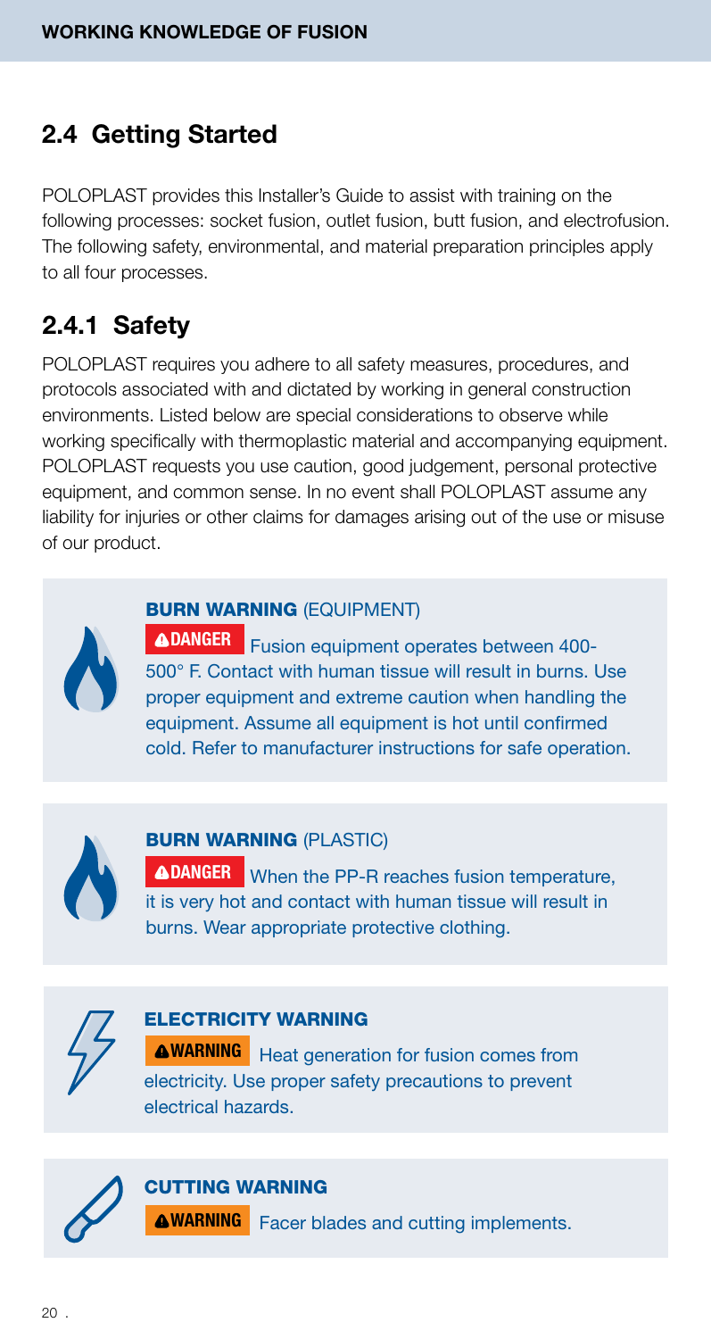## 2.4 Getting Started

POLOPLAST provides this Installer's Guide to assist with training on the following processes: socket fusion, outlet fusion, butt fusion, and electrofusion. The following safety, environmental, and material preparation principles apply to all four processes.

## 2.4.1 Safety

POLOPLAST requires you adhere to all safety measures, procedures, and protocols associated with and dictated by working in general construction environments. Listed below are special considerations to observe while working specifically with thermoplastic material and accompanying equipment. POLOPLAST requests you use caution, good judgement, personal protective equipment, and common sense. In no event shall POLOPLAST assume any liability for injuries or other claims for damages arising out of the use or misuse of our product.

**BURN WARNING** (EQUIPMENT)

**DANGER** Fusion equipment operates between 400-500° F. Contact with human tissue will result in burns. Use proper equipment and extreme caution when handling the equipment. Assume all equipment is hot until confirmed cold. Refer to manufacturer instructions for safe operation.

**BURN WARNING** (PLASTIC)

**DANGER** When the PP-R reaches fusion temperature, it is very hot and contact with human tissue will result in burns. Wear appropriate protective clothing.

**ELECTRICITY WARNING**

**WARNING** Heat generation for fusion comes from electricity. Use proper safety precautions to prevent electrical hazards.

**CUTTING WARNING**

**WARNING** Facer blades and cutting implements.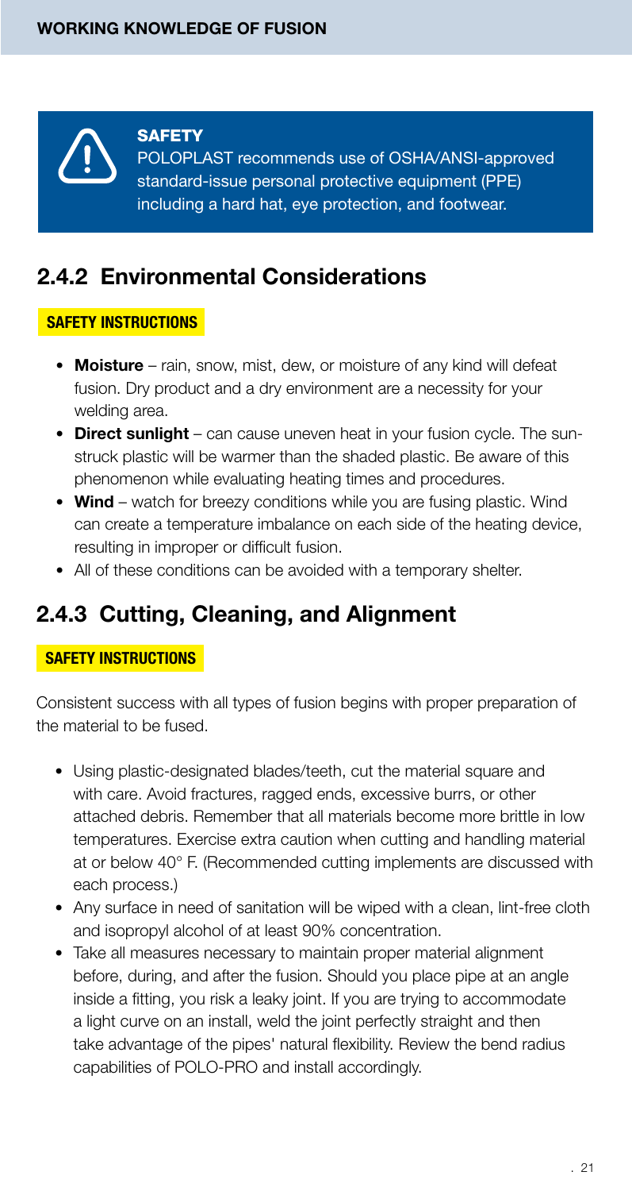> **SAFETY**
> POLOPLAST recommends use of OSHA/ANSI-approved standard-issue personal protective equipment (PPE) including a hard hat, eye protection, and footwear.

## 2.4.2 Environmental Considerations

**SAFETY INSTRUCTIONS**

- **Moisture** – rain, snow, mist, dew, or moisture of any kind will defeat fusion. Dry product and a dry environment are a necessity for your welding area.
- **Direct sunlight** – can cause uneven heat in your fusion cycle. The sun-struck plastic will be warmer than the shaded plastic. Be aware of this phenomenon while evaluating heating times and procedures.
- **Wind** – watch for breezy conditions while you are fusing plastic. Wind can create a temperature imbalance on each side of the heating device, resulting in improper or difficult fusion.
- All of these conditions can be avoided with a temporary shelter.

## 2.4.3 Cutting, Cleaning, and Alignment

**SAFETY INSTRUCTIONS**

Consistent success with all types of fusion begins with proper preparation of the material to be fused.

- Using plastic-designated blades/teeth, cut the material square and with care. Avoid fractures, ragged ends, excessive burrs, or other attached debris. Remember that all materials become more brittle in low temperatures. Exercise extra caution when cutting and handling material at or below 40° F. (Recommended cutting implements are discussed with each process.)
- Any surface in need of sanitation will be wiped with a clean, lint-free cloth and isopropyl alcohol of at least 90% concentration.
- Take all measures necessary to maintain proper material alignment before, during, and after the fusion. Should you place pipe at an angle inside a fitting, you risk a leaky joint. If you are trying to accommodate a light curve on an install, weld the joint perfectly straight and then take advantage of the pipes' natural flexibility. Review the bend radius capabilities of POLO-PRO and install accordingly.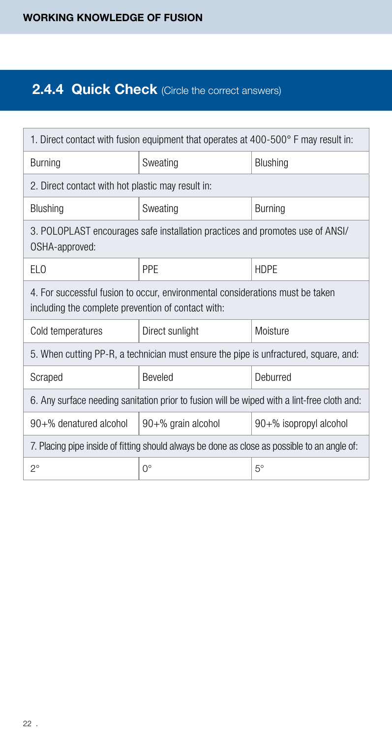## 2.4.4 Quick Check (Circle the correct answers)

| 1. Direct contact with fusion equipment that operates at 400-500° F may result in: | | |
|---|---|---|
| Burning | Sweating | Blushing |
| **2. Direct contact with hot plastic may result in:** | | |
| Blushing | Sweating | Burning |
| **3. POLOPLAST encourages safe installation practices and promotes use of ANSI/OSHA-approved:** | | |
| ELO | PPE | HDPE |
| **4. For successful fusion to occur, environmental considerations must be taken including the complete prevention of contact with:** | | |
| Cold temperatures | Direct sunlight | Moisture |
| **5. When cutting PP-R, a technician must ensure the pipe is unfractured, square, and:** | | |
| Scraped | Beveled | Deburred |
| **6. Any surface needing sanitation prior to fusion will be wiped with a lint-free cloth and:** | | |
| 90+% denatured alcohol | 90+% grain alcohol | 90+% isopropyl alcohol |
| **7. Placing pipe inside of fitting should always be done as close as possible to an angle of:** | | |
| 2° | 0° | 5° |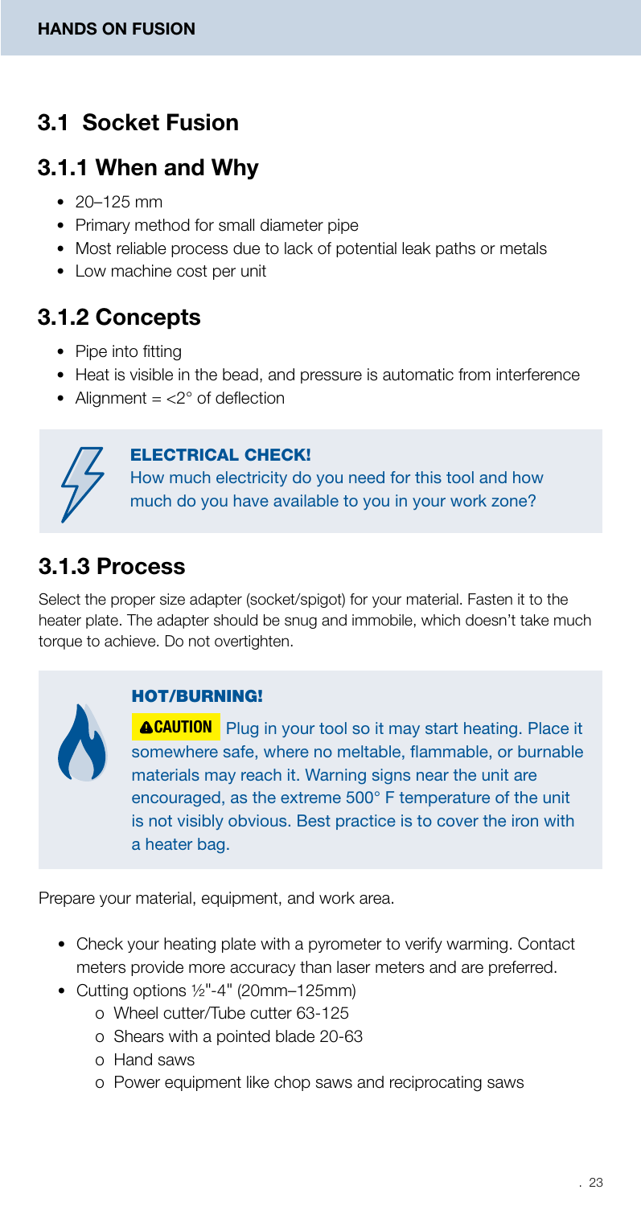## 3.1 Socket Fusion

### 3.1.1 When and Why

- 20–125 mm
- Primary method for small diameter pipe
- Most reliable process due to lack of potential leak paths or metals
- Low machine cost per unit

### 3.1.2 Concepts

- Pipe into fitting
- Heat is visible in the bead, and pressure is automatic from interference
- Alignment = <2° of deflection

> **ELECTRICAL CHECK!**
> How much electricity do you need for this tool and how much do you have available to you in your work zone?

### 3.1.3 Process

Select the proper size adapter (socket/spigot) for your material. Fasten it to the heater plate. The adapter should be snug and immobile, which doesn't take much torque to achieve. Do not overtighten.

> **HOT/BURNING!**
> **⚠CAUTION** Plug in your tool so it may start heating. Place it somewhere safe, where no meltable, flammable, or burnable materials may reach it. Warning signs near the unit are encouraged, as the extreme 500° F temperature of the unit is not visibly obvious. Best practice is to cover the iron with a heater bag.

Prepare your material, equipment, and work area.

- Check your heating plate with a pyrometer to verify warming. Contact meters provide more accuracy than laser meters and are preferred.
- Cutting options ½"-4" (20mm–125mm)
  - o Wheel cutter/Tube cutter 63-125
  - o Shears with a pointed blade 20-63
  - o Hand saws
  - o Power equipment like chop saws and reciprocating saws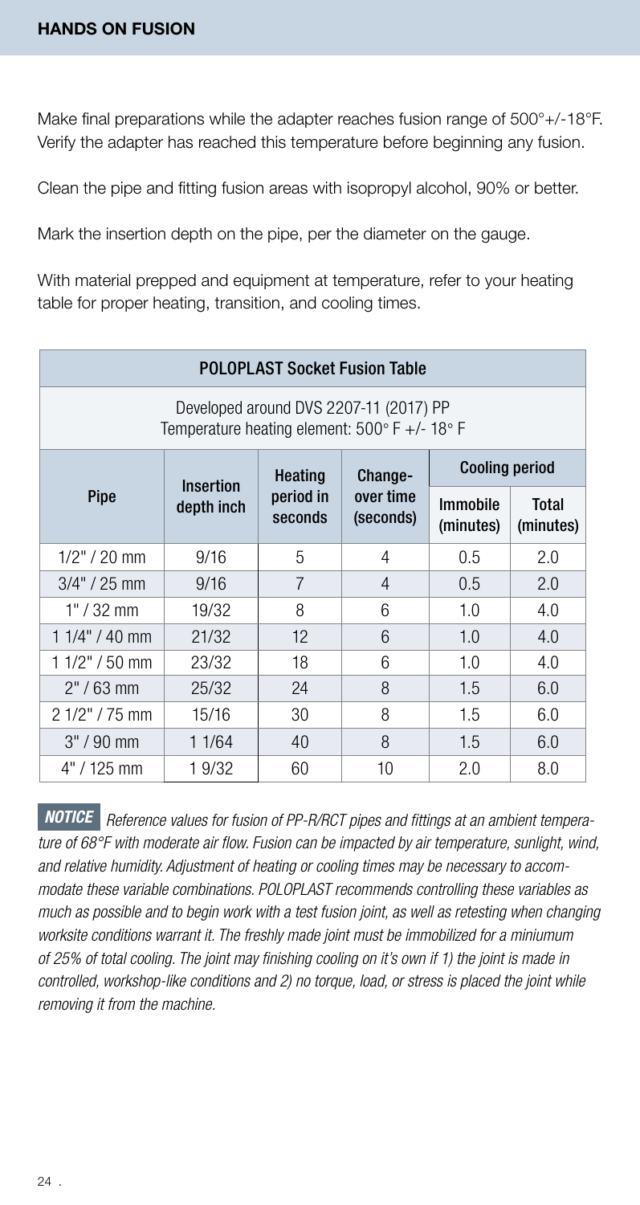## HANDS ON FUSION

Make final preparations while the adapter reaches fusion range of 500°+/-18°F. Verify the adapter has reached this temperature before beginning any fusion.

Clean the pipe and fitting fusion areas with isopropyl alcohol, 90% or better.

Mark the insertion depth on the pipe, per the diameter on the gauge.

With material prepped and equipment at temperature, refer to your heating table for proper heating, transition, and cooling times.

| POLOPLAST Socket Fusion Table | | | | | |
|---|---|---|---|---|---|
| Developed around DVS 2207-11 (2017) PP<br>Temperature heating element: 500° F +/- 18° F | | | | | |
| Pipe | Insertion depth inch | Heating period in seconds | Change-over time (seconds) | Cooling period | |
| | | | | Immobile (minutes) | Total (minutes) |
| 1/2" / 20 mm | 9/16 | 5 | 4 | 0.5 | 2.0 |
| 3/4" / 25 mm | 9/16 | 7 | 4 | 0.5 | 2.0 |
| 1" / 32 mm | 19/32 | 8 | 6 | 1.0 | 4.0 |
| 1 1/4" / 40 mm | 21/32 | 12 | 6 | 1.0 | 4.0 |
| 1 1/2" / 50 mm | 23/32 | 18 | 6 | 1.0 | 4.0 |
| 2" / 63 mm | 25/32 | 24 | 8 | 1.5 | 6.0 |
| 2 1/2" / 75 mm | 15/16 | 30 | 8 | 1.5 | 6.0 |
| 3" / 90 mm | 1 1/64 | 40 | 8 | 1.5 | 6.0 |
| 4" / 125 mm | 1 9/32 | 60 | 10 | 2.0 | 8.0 |

***NOTICE*** *Reference values for fusion of PP-R/RCT pipes and fittings at an ambient temperature of 68°F with moderate air flow. Fusion can be impacted by air temperature, sunlight, wind, and relative humidity. Adjustment of heating or cooling times may be necessary to accommodate these variable combinations. POLOPLAST recommends controlling these variables as much as possible and to begin work with a test fusion joint, as well as retesting when changing worksite conditions warrant it. The freshly made joint must be immobilized for a miniumum of 25% of total cooling. The joint may finishing cooling on it's own if 1) the joint is made in controlled, workshop-like conditions and 2) no torque, load, or stress is placed the joint while removing it from the machine.*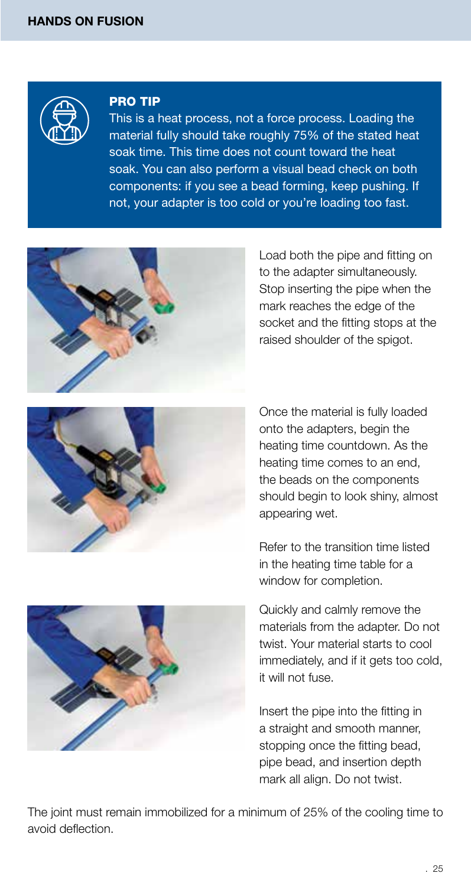**PRO TIP**

This is a heat process, not a force process. Loading the material fully should take roughly 75% of the stated heat soak time. This time does not count toward the heat soak. You can also perform a visual bead check on both components: if you see a bead forming, keep pushing. If not, your adapter is too cold or you're loading too fast.

Load both the pipe and fitting on to the adapter simultaneously. Stop inserting the pipe when the mark reaches the edge of the socket and the fitting stops at the raised shoulder of the spigot.

Once the material is fully loaded onto the adapters, begin the heating time countdown. As the heating time comes to an end, the beads on the components should begin to look shiny, almost appearing wet.

Refer to the transition time listed in the heating time table for a window for completion.

Quickly and calmly remove the materials from the adapter. Do not twist. Your material starts to cool immediately, and if it gets too cold, it will not fuse.

Insert the pipe into the fitting in a straight and smooth manner, stopping once the fitting bead, pipe bead, and insertion depth mark all align. Do not twist.

The joint must remain immobilized for a minimum of 25% of the cooling time to avoid deflection.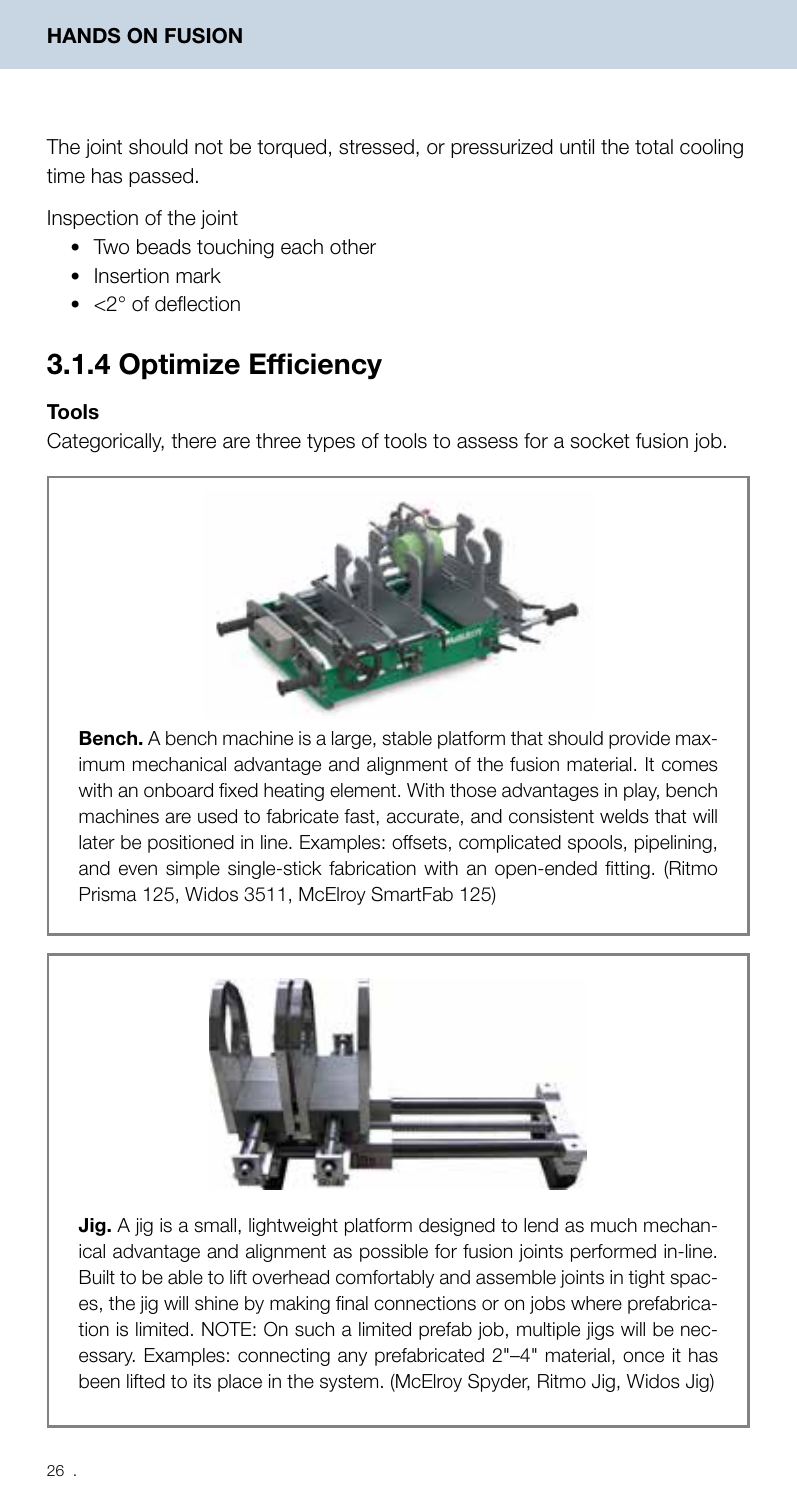The joint should not be torqued, stressed, or pressurized until the total cooling time has passed.

Inspection of the joint

- Two beads touching each other
- Insertion mark
- <2° of deflection

## 3.1.4 Optimize Efficiency

### Tools

Categorically, there are three types of tools to assess for a socket fusion job.

**Bench.** A bench machine is a large, stable platform that should provide maximum mechanical advantage and alignment of the fusion material. It comes with an onboard fixed heating element. With those advantages in play, bench machines are used to fabricate fast, accurate, and consistent welds that will later be positioned in line. Examples: offsets, complicated spools, pipelining, and even simple single-stick fabrication with an open-ended fitting. (Ritmo Prisma 125, Widos 3511, McElroy SmartFab 125)

**Jig.** A jig is a small, lightweight platform designed to lend as much mechanical advantage and alignment as possible for fusion joints performed in-line. Built to be able to lift overhead comfortably and assemble joints in tight spaces, the jig will shine by making final connections or on jobs where prefabrication is limited. NOTE: On such a limited prefab job, multiple jigs will be necessary. Examples: connecting any prefabricated 2"–4" material, once it has been lifted to its place in the system. (McElroy Spyder, Ritmo Jig, Widos Jig)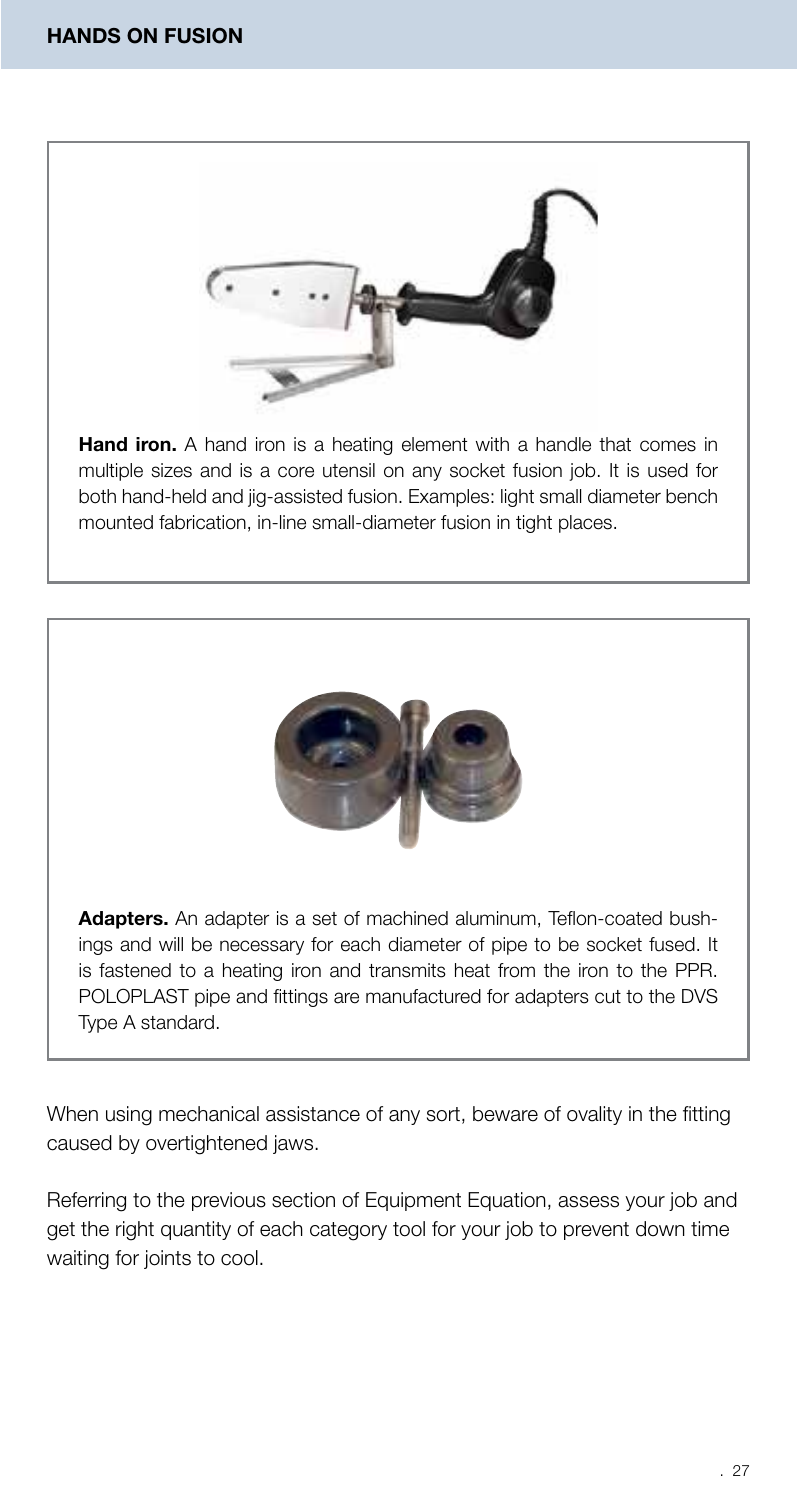**Hand iron.** A hand iron is a heating element with a handle that comes in multiple sizes and is a core utensil on any socket fusion job. It is used for both hand-held and jig-assisted fusion. Examples: light small diameter bench mounted fabrication, in-line small-diameter fusion in tight places.

**Adapters.** An adapter is a set of machined aluminum, Teflon-coated bushings and will be necessary for each diameter of pipe to be socket fused. It is fastened to a heating iron and transmits heat from the iron to the PPR. POLOPLAST pipe and fittings are manufactured for adapters cut to the DVS Type A standard.

When using mechanical assistance of any sort, beware of ovality in the fitting caused by overtightened jaws.

Referring to the previous section of Equipment Equation, assess your job and get the right quantity of each category tool for your job to prevent down time waiting for joints to cool.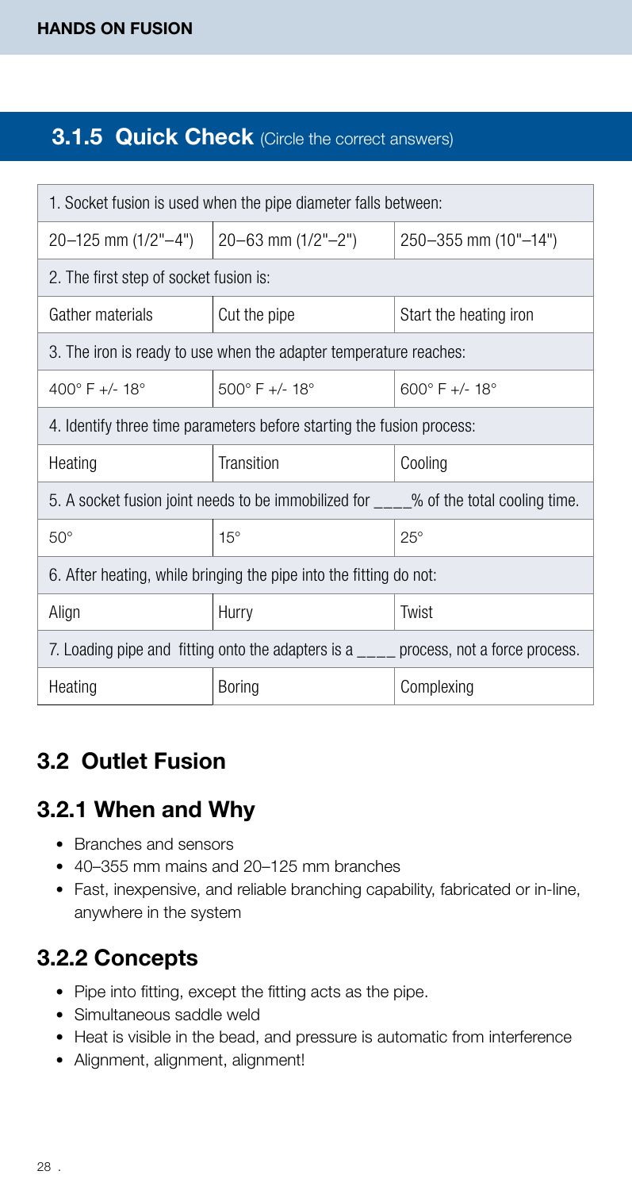## 3.1.5 Quick Check (Circle the correct answers)

| 1. Socket fusion is used when the pipe diameter falls between: | | |
|---|---|---|
| 20–125 mm (1/2"–4") | 20–63 mm (1/2"–2") | 250–355 mm (10"–14") |
| **2. The first step of socket fusion is:** | | |
| Gather materials | Cut the pipe | Start the heating iron |
| **3. The iron is ready to use when the adapter temperature reaches:** | | |
| 400° F +/- 18° | 500° F +/- 18° | 600° F +/- 18° |
| **4. Identify three time parameters before starting the fusion process:** | | |
| Heating | Transition | Cooling |
| **5. A socket fusion joint needs to be immobilized for ____% of the total cooling time.** | | |
| 50° | 15° | 25° |
| **6. After heating, while bringing the pipe into the fitting do not:** | | |
| Align | Hurry | Twist |
| **7. Loading pipe and fitting onto the adapters is a ____ process, not a force process.** | | |
| Heating | Boring | Complexing |

## 3.2 Outlet Fusion

### 3.2.1 When and Why

- Branches and sensors
- 40–355 mm mains and 20–125 mm branches
- Fast, inexpensive, and reliable branching capability, fabricated or in-line, anywhere in the system

### 3.2.2 Concepts

- Pipe into fitting, except the fitting acts as the pipe.
- Simultaneous saddle weld
- Heat is visible in the bead, and pressure is automatic from interference
- Alignment, alignment, alignment!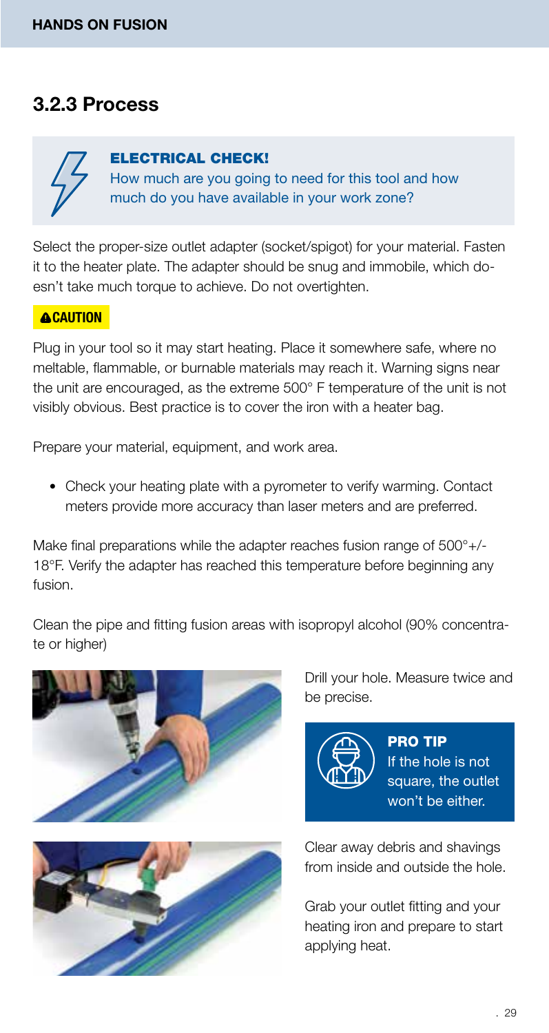## 3.2.3 Process

**ELECTRICAL CHECK!**
How much are you going to need for this tool and how much do you have available in your work zone?

Select the proper-size outlet adapter (socket/spigot) for your material. Fasten it to the heater plate. The adapter should be snug and immobile, which doesn't take much torque to achieve. Do not overtighten.

**⚠CAUTION**

Plug in your tool so it may start heating. Place it somewhere safe, where no meltable, flammable, or burnable materials may reach it. Warning signs near the unit are encouraged, as the extreme 500° F temperature of the unit is not visibly obvious. Best practice is to cover the iron with a heater bag.

Prepare your material, equipment, and work area.

- Check your heating plate with a pyrometer to verify warming. Contact meters provide more accuracy than laser meters and are preferred.

Make final preparations while the adapter reaches fusion range of 500°+/-18°F. Verify the adapter has reached this temperature before beginning any fusion.

Clean the pipe and fitting fusion areas with isopropyl alcohol (90% concentrate or higher)

Drill your hole. Measure twice and be precise.

**PRO TIP**
If the hole is not square, the outlet won't be either.

Clear away debris and shavings from inside and outside the hole.

Grab your outlet fitting and your heating iron and prepare to start applying heat.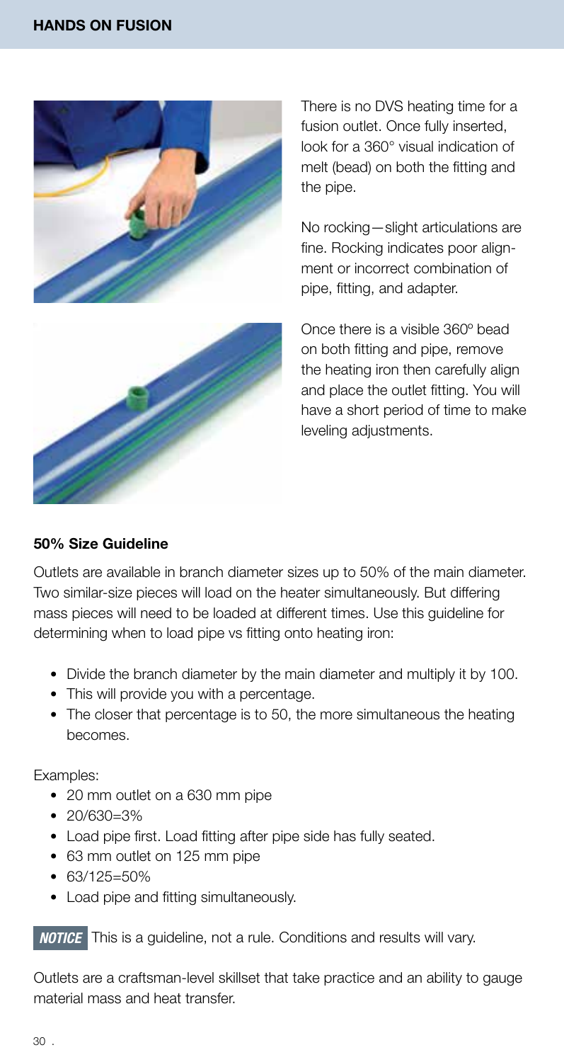There is no DVS heating time for a fusion outlet. Once fully inserted, look for a 360° visual indication of melt (bead) on both the fitting and the pipe.

No rocking—slight articulations are fine. Rocking indicates poor alignment or incorrect combination of pipe, fitting, and adapter.

Once there is a visible 360º bead on both fitting and pipe, remove the heating iron then carefully align and place the outlet fitting. You will have a short period of time to make leveling adjustments.

**50% Size Guideline**

Outlets are available in branch diameter sizes up to 50% of the main diameter. Two similar-size pieces will load on the heater simultaneously. But differing mass pieces will need to be loaded at different times. Use this guideline for determining when to load pipe vs fitting onto heating iron:

- Divide the branch diameter by the main diameter and multiply it by 100.
- This will provide you with a percentage.
- The closer that percentage is to 50, the more simultaneous the heating becomes.

Examples:

- 20 mm outlet on a 630 mm pipe
- 20/630=3%
- Load pipe first. Load fitting after pipe side has fully seated.
- 63 mm outlet on 125 mm pipe
- 63/125=50%
- Load pipe and fitting simultaneously.

***NOTICE*** This is a guideline, not a rule. Conditions and results will vary.

Outlets are a craftsman-level skillset that take practice and an ability to gauge material mass and heat transfer.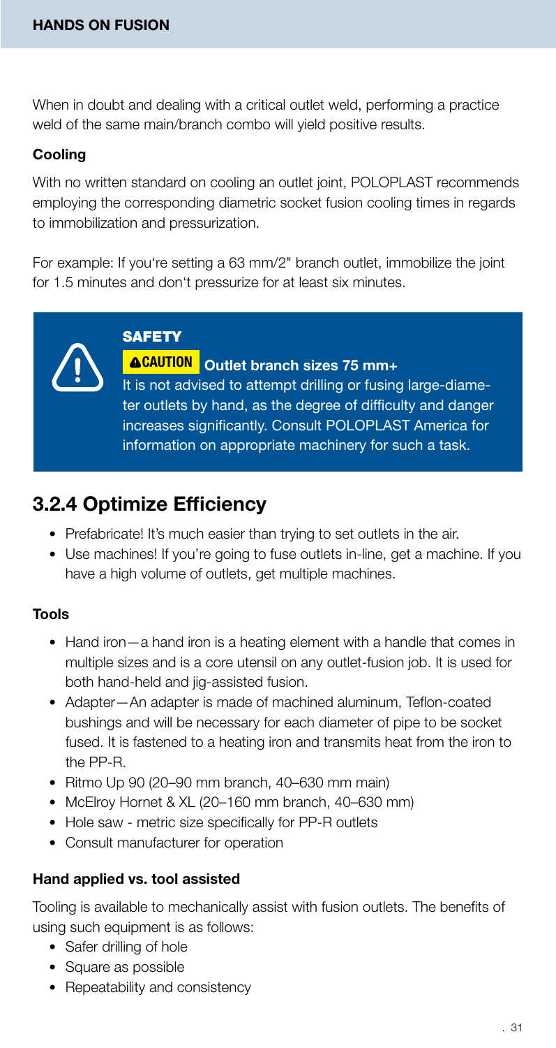When in doubt and dealing with a critical outlet weld, performing a practice weld of the same main/branch combo will yield positive results.

### Cooling

With no written standard on cooling an outlet joint, POLOPLAST recommends employing the corresponding diametric socket fusion cooling times in regards to immobilization and pressurization.

For example: If you‘re setting a 63 mm/2" branch outlet, immobilize the joint for 1.5 minutes and don‘t pressurize for at least six minutes.

> **SAFETY**
>
> **CAUTION** **Outlet branch sizes 75 mm+**
>
> It is not advised to attempt drilling or fusing large-diameter outlets by hand, as the degree of difficulty and danger increases significantly. Consult POLOPLAST America for information on appropriate machinery for such a task.

## 3.2.4 Optimize Efficiency

- Prefabricate! It's much easier than trying to set outlets in the air.
- Use machines! If you're going to fuse outlets in-line, get a machine. If you have a high volume of outlets, get multiple machines.

### Tools

- Hand iron—a hand iron is a heating element with a handle that comes in multiple sizes and is a core utensil on any outlet-fusion job. It is used for both hand-held and jig-assisted fusion.
- Adapter—An adapter is made of machined aluminum, Teflon-coated bushings and will be necessary for each diameter of pipe to be socket fused. It is fastened to a heating iron and transmits heat from the iron to the PP-R.
- Ritmo Up 90 (20–90 mm branch, 40–630 mm main)
- McElroy Hornet & XL (20–160 mm branch, 40–630 mm)
- Hole saw - metric size specifically for PP-R outlets
- Consult manufacturer for operation

### Hand applied vs. tool assisted

Tooling is available to mechanically assist with fusion outlets. The benefits of using such equipment is as follows:

- Safer drilling of hole
- Square as possible
- Repeatability and consistency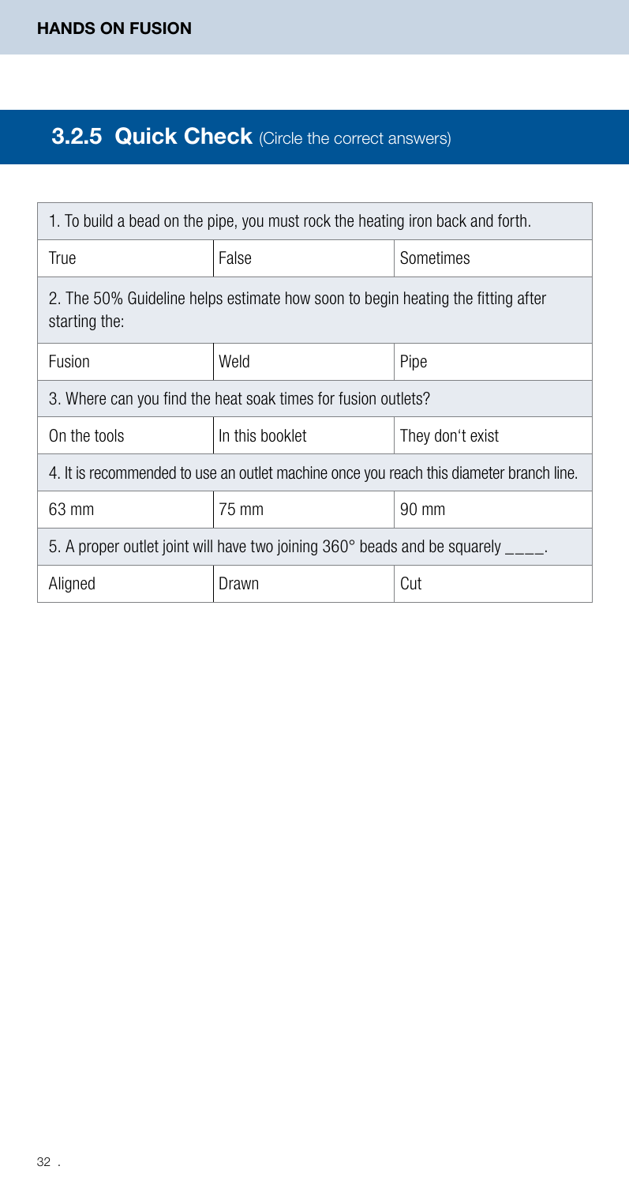## 3.2.5 Quick Check (Circle the correct answers)

| 1. To build a bead on the pipe, you must rock the heating iron back and forth. | | |
|---|---|---|
| True | False | Sometimes |
| 2. The 50% Guideline helps estimate how soon to begin heating the fitting after starting the: | | |
| Fusion | Weld | Pipe |
| 3. Where can you find the heat soak times for fusion outlets? | | |
| On the tools | In this booklet | They don‘t exist |
| 4. It is recommended to use an outlet machine once you reach this diameter branch line. | | |
| 63 mm | 75 mm | 90 mm |
| 5. A proper outlet joint will have two joining 360° beads and be squarely ____. | | |
| Aligned | Drawn | Cut |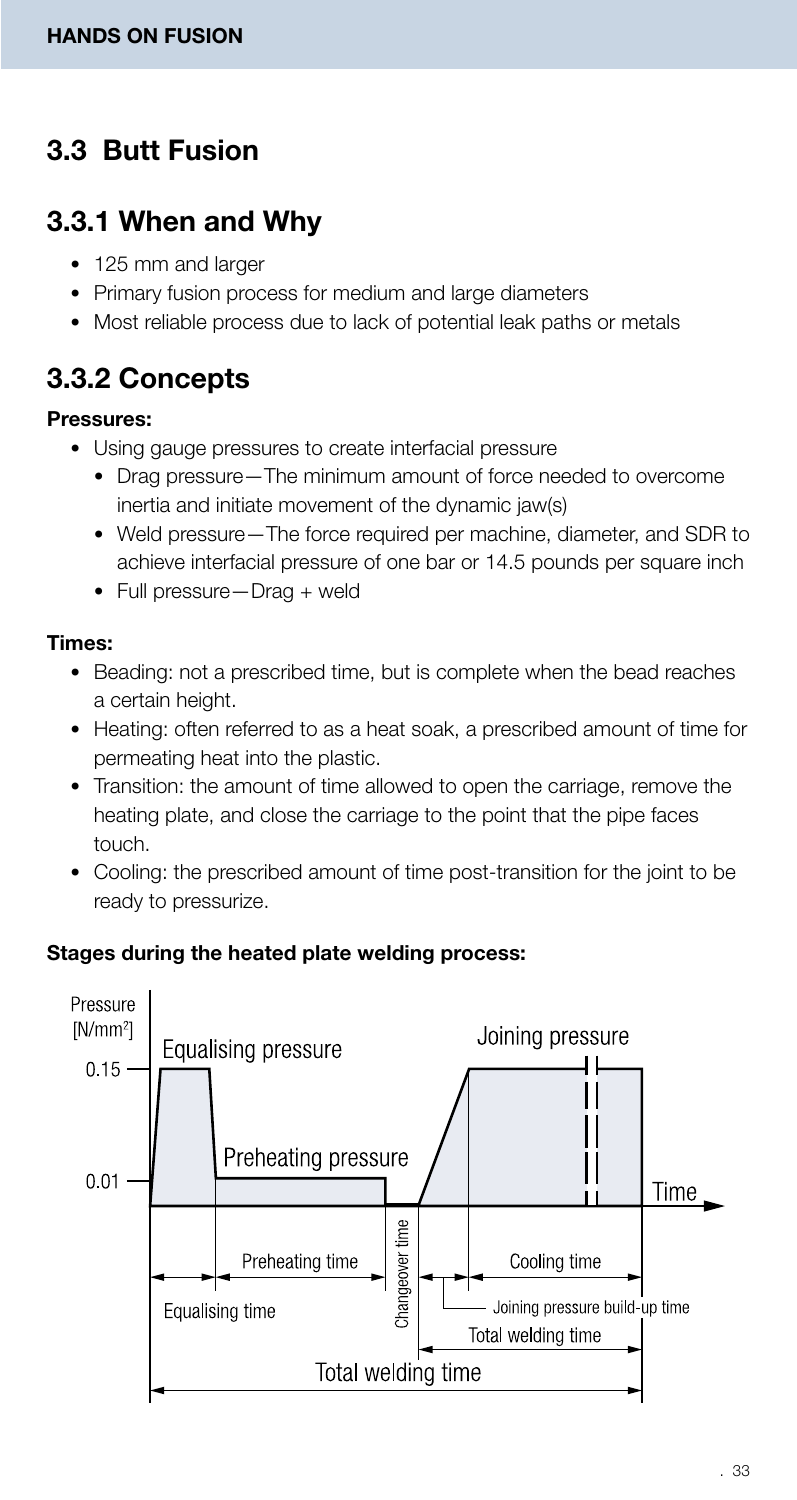## 3.3 Butt Fusion

### 3.3.1 When and Why

- 125 mm and larger
- Primary fusion process for medium and large diameters
- Most reliable process due to lack of potential leak paths or metals

### 3.3.2 Concepts

**Pressures:**

- Using gauge pressures to create interfacial pressure
  - Drag pressure—The minimum amount of force needed to overcome inertia and initiate movement of the dynamic jaw(s)
  - Weld pressure—The force required per machine, diameter, and SDR to achieve interfacial pressure of one bar or 14.5 pounds per square inch
  - Full pressure—Drag + weld

**Times:**

- Beading: not a prescribed time, but is complete when the bead reaches a certain height.
- Heating: often referred to as a heat soak, a prescribed amount of time for permeating heat into the plastic.
- Transition: the amount of time allowed to open the carriage, remove the heating plate, and close the carriage to the point that the pipe faces touch.
- Cooling: the prescribed amount of time post-transition for the joint to be ready to pressurize.

**Stages during the heated plate welding process:**

Pressure [N/mm$^2$]

Equalising pressure — 0.15; Preheating pressure — 0.01; Joining pressure

Time

Equalising time | Preheating time | Changeover time | Joining pressure build-up time | Cooling time

Total welding time

Total welding time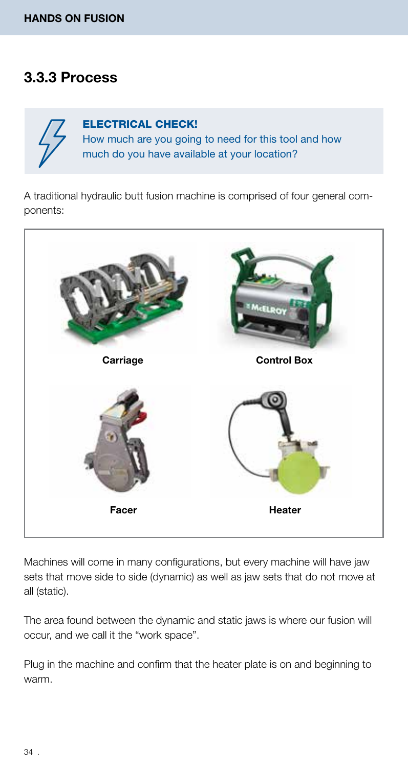### 3.3.3 Process

**ELECTRICAL CHECK!**
How much are you going to need for this tool and how much do you have available at your location?

A traditional hydraulic butt fusion machine is comprised of four general components:

**Carriage**

**Control Box**

**Facer**

**Heater**

Machines will come in many configurations, but every machine will have jaw sets that move side to side (dynamic) as well as jaw sets that do not move at all (static).

The area found between the dynamic and static jaws is where our fusion will occur, and we call it the "work space".

Plug in the machine and confirm that the heater plate is on and beginning to warm.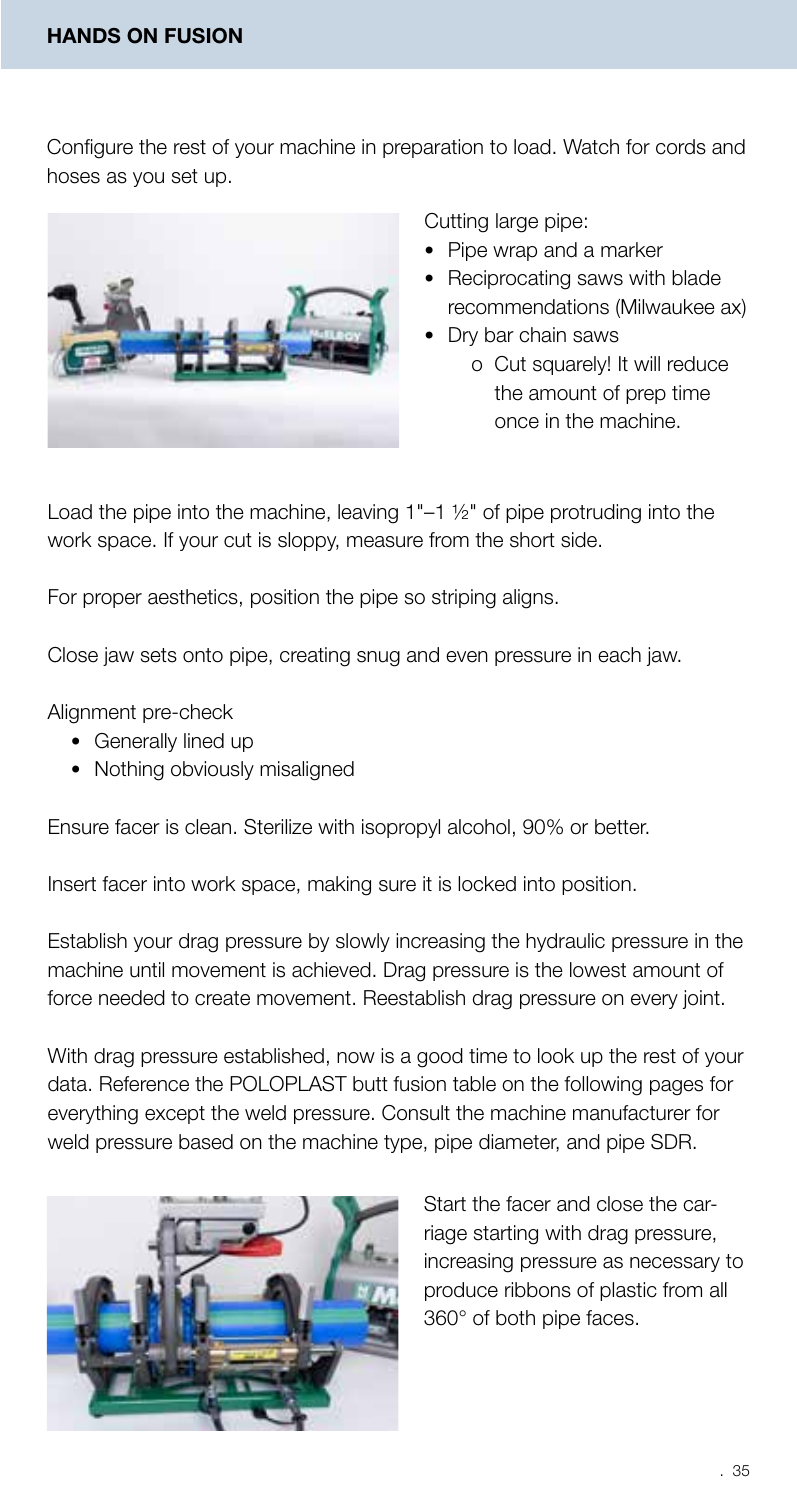## HANDS ON FUSION

Configure the rest of your machine in preparation to load. Watch for cords and hoses as you set up.

Cutting large pipe:

- Pipe wrap and a marker
- Reciprocating saws with blade recommendations (Milwaukee ax)
- Dry bar chain saws
  - Cut squarely! It will reduce the amount of prep time once in the machine.

Load the pipe into the machine, leaving 1"–1 ½" of pipe protruding into the work space. If your cut is sloppy, measure from the short side.

For proper aesthetics, position the pipe so striping aligns.

Close jaw sets onto pipe, creating snug and even pressure in each jaw.

Alignment pre-check

- Generally lined up
- Nothing obviously misaligned

Ensure facer is clean. Sterilize with isopropyl alcohol, 90% or better.

Insert facer into work space, making sure it is locked into position.

Establish your drag pressure by slowly increasing the hydraulic pressure in the machine until movement is achieved. Drag pressure is the lowest amount of force needed to create movement. Reestablish drag pressure on every joint.

With drag pressure established, now is a good time to look up the rest of your data. Reference the POLOPLAST butt fusion table on the following pages for everything except the weld pressure. Consult the machine manufacturer for weld pressure based on the machine type, pipe diameter, and pipe SDR.

Start the facer and close the carriage starting with drag pressure, increasing pressure as necessary to produce ribbons of plastic from all 360° of both pipe faces.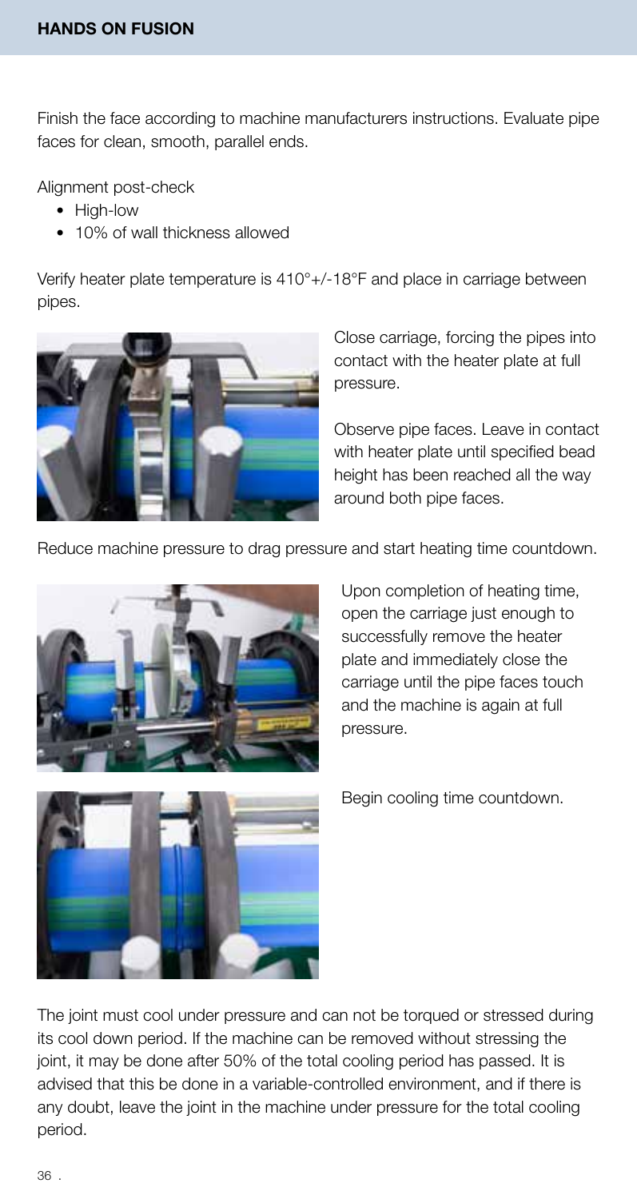Finish the face according to machine manufacturers instructions. Evaluate pipe faces for clean, smooth, parallel ends.

Alignment post-check

- High-low
- 10% of wall thickness allowed

Verify heater plate temperature is 410°+/-18°F and place in carriage between pipes.

Close carriage, forcing the pipes into contact with the heater plate at full pressure.

Observe pipe faces. Leave in contact with heater plate until specified bead height has been reached all the way around both pipe faces.

Reduce machine pressure to drag pressure and start heating time countdown.

Upon completion of heating time, open the carriage just enough to successfully remove the heater plate and immediately close the carriage until the pipe faces touch and the machine is again at full pressure.

Begin cooling time countdown.

The joint must cool under pressure and can not be torqued or stressed during its cool down period. If the machine can be removed without stressing the joint, it may be done after 50% of the total cooling period has passed. It is advised that this be done in a variable-controlled environment, and if there is any doubt, leave the joint in the machine under pressure for the total cooling period.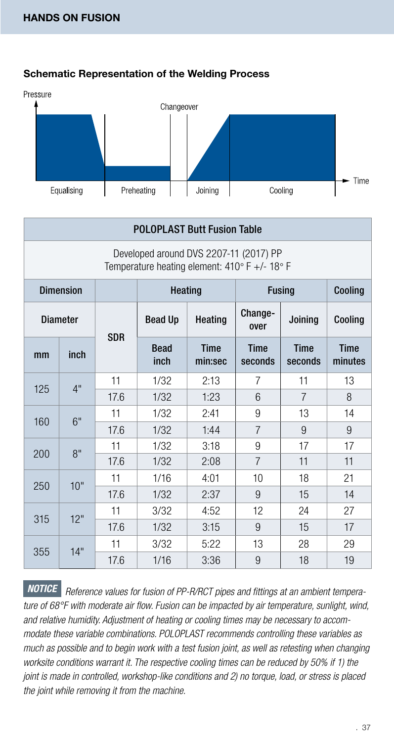**HANDS ON FUSION**

### Schematic Representation of the Welding Process

Pressure

Changeover

Equalising | Preheating | Joining | Cooling

Time

| POLOPLAST Butt Fusion Table | | | | | | | |
|---|---|---|---|---|---|---|---|
| Developed around DVS 2207-11 (2017) PP<br>Temperature heating element: 410° F +/- 18° F | | | | | | | |
| **Dimension** | | | **Heating** | | **Fusing** | | **Cooling** |
| **Diameter** | | **SDR** | **Bead Up** | **Heating** | **Change-over** | **Joining** | **Cooling** |
| **mm** | **inch** | | **Bead inch** | **Time min:sec** | **Time seconds** | **Time seconds** | **Time minutes** |
| 125 | 4" | 11 | 1/32 | 2:13 | 7 | 11 | 13 |
| | | 17.6 | 1/32 | 1:23 | 6 | 7 | 8 |
| 160 | 6" | 11 | 1/32 | 2:41 | 9 | 13 | 14 |
| | | 17.6 | 1/32 | 1:44 | 7 | 9 | 9 |
| 200 | 8" | 11 | 1/32 | 3:18 | 9 | 17 | 17 |
| | | 17.6 | 1/32 | 2:08 | 7 | 11 | 11 |
| 250 | 10" | 11 | 1/16 | 4:01 | 10 | 18 | 21 |
| | | 17.6 | 1/32 | 2:37 | 9 | 15 | 14 |
| 315 | 12" | 11 | 3/32 | 4:52 | 12 | 24 | 27 |
| | | 17.6 | 1/32 | 3:15 | 9 | 15 | 17 |
| 355 | 14" | 11 | 3/32 | 5:22 | 13 | 28 | 29 |
| | | 17.6 | 1/16 | 3:36 | 9 | 18 | 19 |

***NOTICE*** *Reference values for fusion of PP-R/RCT pipes and fittings at an ambient temperature of 68°F with moderate air flow. Fusion can be impacted by air temperature, sunlight, wind, and relative humidity. Adjustment of heating or cooling times may be necessary to accommodate these variable combinations. POLOPLAST recommends controlling these variables as much as possible and to begin work with a test fusion joint, as well as retesting when changing worksite conditions warrant it. The respective cooling times can be reduced by 50% if 1) the joint is made in controlled, workshop-like conditions and 2) no torque, load, or stress is placed the joint while removing it from the machine.*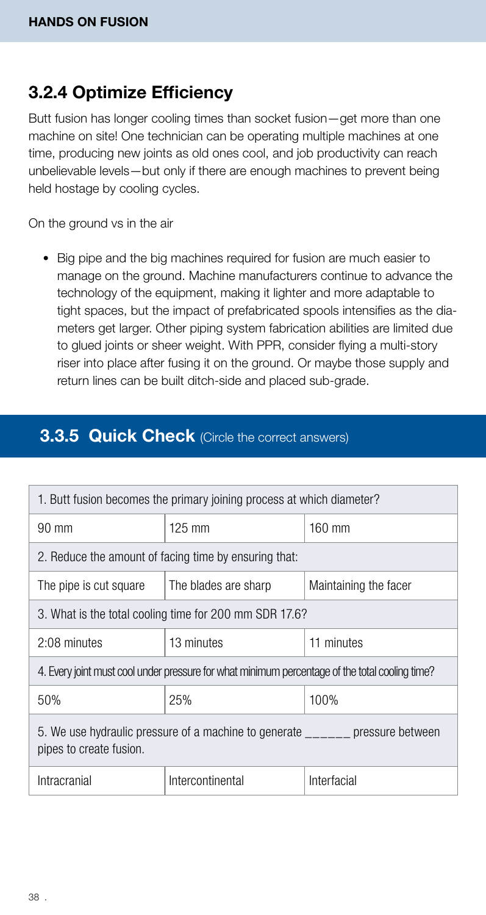## 3.2.4 Optimize Efficiency

Butt fusion has longer cooling times than socket fusion—get more than one machine on site! One technician can be operating multiple machines at one time, producing new joints as old ones cool, and job productivity can reach unbelievable levels—but only if there are enough machines to prevent being held hostage by cooling cycles.

On the ground vs in the air

- Big pipe and the big machines required for fusion are much easier to manage on the ground. Machine manufacturers continue to advance the technology of the equipment, making it lighter and more adaptable to tight spaces, but the impact of prefabricated spools intensifies as the diameters get larger. Other piping system fabrication abilities are limited due to glued joints or sheer weight. With PPR, consider flying a multi-story riser into place after fusing it on the ground. Or maybe those supply and return lines can be built ditch-side and placed sub-grade.

## 3.3.5 Quick Check (Circle the correct answers)

| 1. Butt fusion becomes the primary joining process at which diameter? | | |
|---|---|---|
| 90 mm | 125 mm | 160 mm |
| 2. Reduce the amount of facing time by ensuring that: | | |
| The pipe is cut square | The blades are sharp | Maintaining the facer |
| 3. What is the total cooling time for 200 mm SDR 17.6? | | |
| 2:08 minutes | 13 minutes | 11 minutes |
| 4. Every joint must cool under pressure for what minimum percentage of the total cooling time? | | |
| 50% | 25% | 100% |
| 5. We use hydraulic pressure of a machine to generate ______ pressure between pipes to create fusion. | | |
| Intracranial | Intercontinental | Interfacial |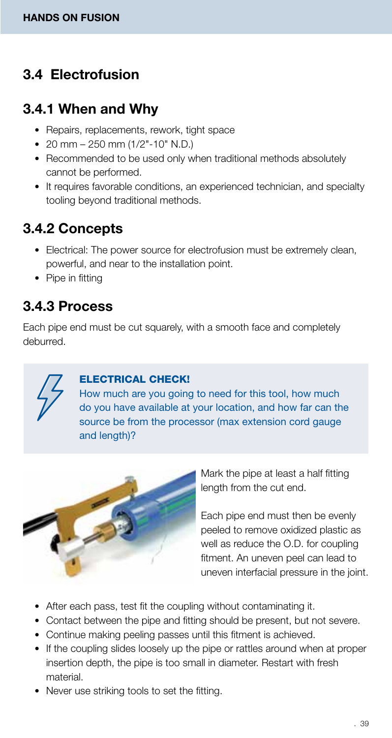## 3.4 Electrofusion

### 3.4.1 When and Why

- Repairs, replacements, rework, tight space
- 20 mm – 250 mm (1/2"-10" N.D.)
- Recommended to be used only when traditional methods absolutely cannot be performed.
- It requires favorable conditions, an experienced technician, and specialty tooling beyond traditional methods.

### 3.4.2 Concepts

- Electrical: The power source for electrofusion must be extremely clean, powerful, and near to the installation point.
- Pipe in fitting

### 3.4.3 Process

Each pipe end must be cut squarely, with a smooth face and completely deburred.

> **ELECTRICAL CHECK!**
> How much are you going to need for this tool, how much do you have available at your location, and how far can the source be from the processor (max extension cord gauge and length)?

Mark the pipe at least a half fitting length from the cut end.

Each pipe end must then be evenly peeled to remove oxidized plastic as well as reduce the O.D. for coupling fitment. An uneven peel can lead to uneven interfacial pressure in the joint.

- After each pass, test fit the coupling without contaminating it.
- Contact between the pipe and fitting should be present, but not severe.
- Continue making peeling passes until this fitment is achieved.
- If the coupling slides loosely up the pipe or rattles around when at proper insertion depth, the pipe is too small in diameter. Restart with fresh material.
- Never use striking tools to set the fitting.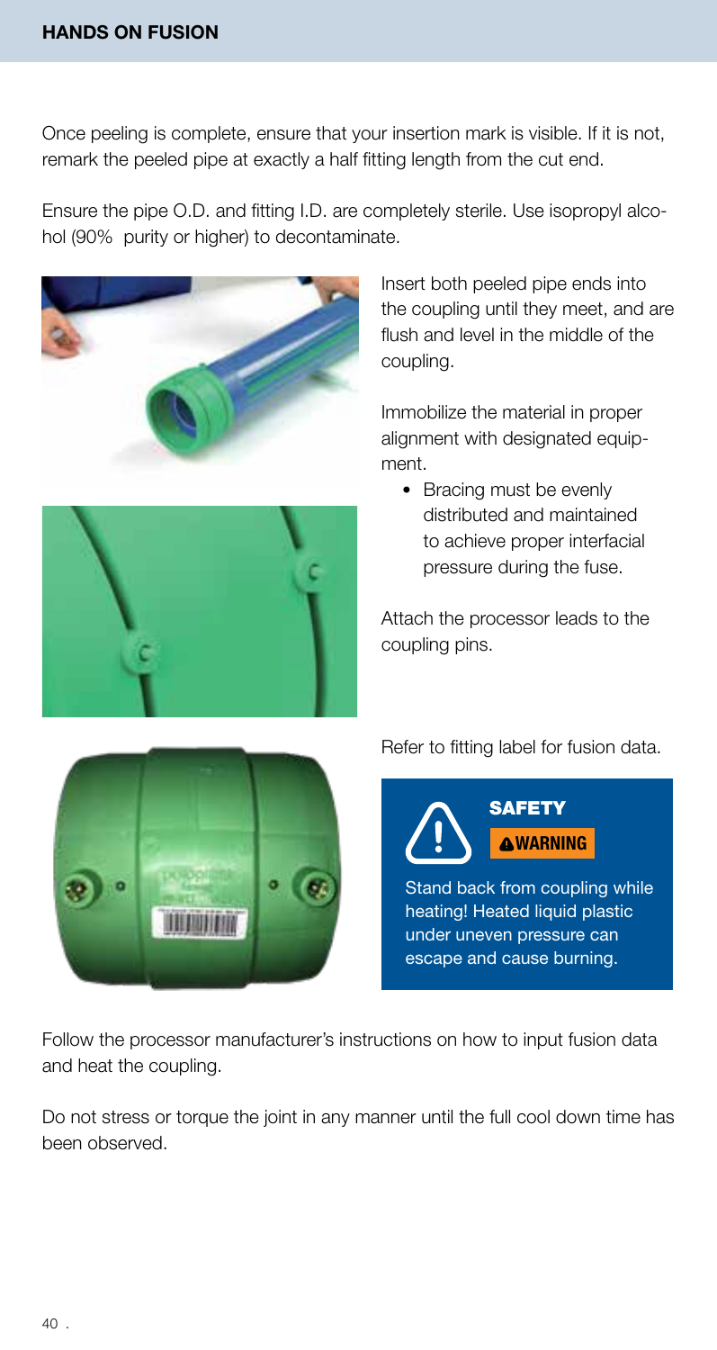Once peeling is complete, ensure that your insertion mark is visible. If it is not, remark the peeled pipe at exactly a half fitting length from the cut end.

Ensure the pipe O.D. and fitting I.D. are completely sterile. Use isopropyl alcohol (90% purity or higher) to decontaminate.

Insert both peeled pipe ends into the coupling until they meet, and are flush and level in the middle of the coupling.

Immobilize the material in proper alignment with designated equipment.

- Bracing must be evenly distributed and maintained to achieve proper interfacial pressure during the fuse.

Attach the processor leads to the coupling pins.

Refer to fitting label for fusion data.

**SAFETY**

**WARNING**

Stand back from coupling while heating! Heated liquid plastic under uneven pressure can escape and cause burning.

Follow the processor manufacturer's instructions on how to input fusion data and heat the coupling.

Do not stress or torque the joint in any manner until the full cool down time has been observed.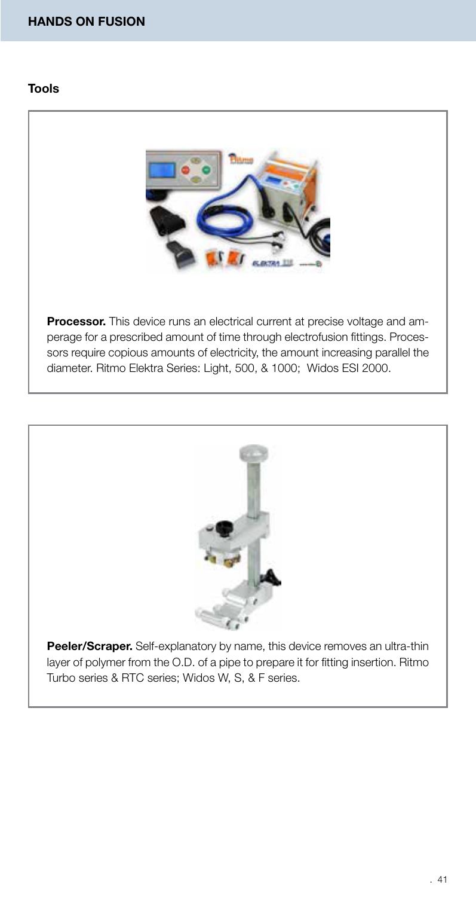## Tools

**Processor.** This device runs an electrical current at precise voltage and amperage for a prescribed amount of time through electrofusion fittings. Processors require copious amounts of electricity, the amount increasing parallel the diameter. Ritmo Elektra Series: Light, 500, & 1000; Widos ESI 2000.

**Peeler/Scraper.** Self-explanatory by name, this device removes an ultra-thin layer of polymer from the O.D. of a pipe to prepare it for fitting insertion. Ritmo Turbo series & RTC series; Widos W, S, & F series.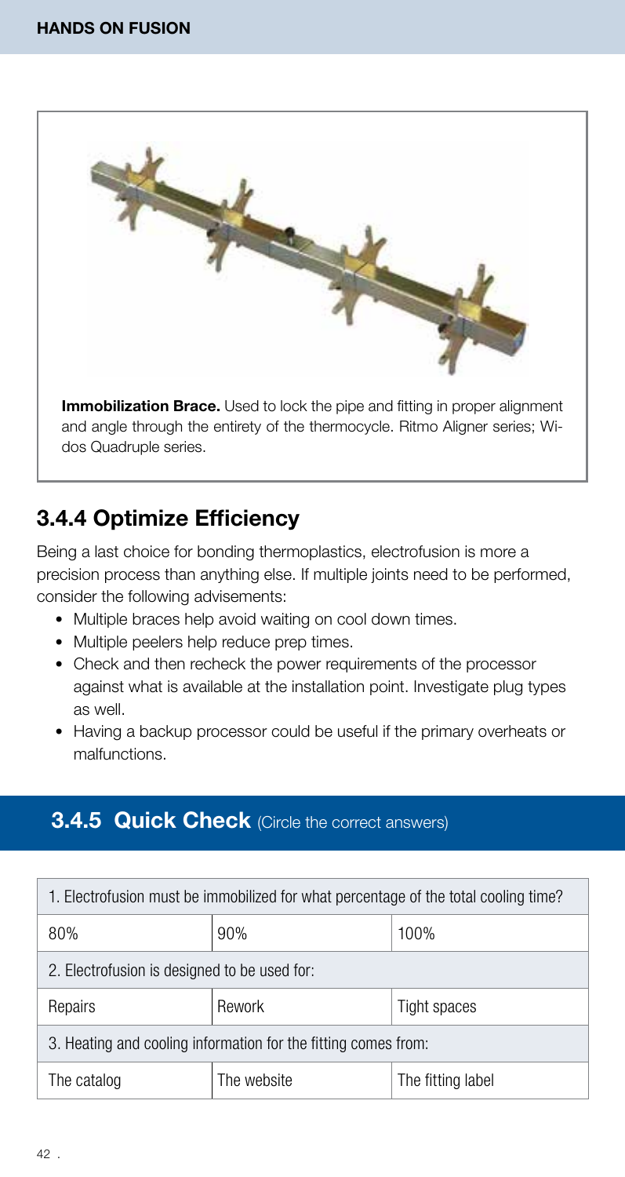**Immobilization Brace.** Used to lock the pipe and fitting in proper alignment and angle through the entirety of the thermocycle. Ritmo Aligner series; Widos Quadruple series.

## 3.4.4 Optimize Efficiency

Being a last choice for bonding thermoplastics, electrofusion is more a precision process than anything else. If multiple joints need to be performed, consider the following advisements:

- Multiple braces help avoid waiting on cool down times.
- Multiple peelers help reduce prep times.
- Check and then recheck the power requirements of the processor against what is available at the installation point. Investigate plug types as well.
- Having a backup processor could be useful if the primary overheats or malfunctions.

## 3.4.5 Quick Check (Circle the correct answers)

| 1. Electrofusion must be immobilized for what percentage of the total cooling time? | | |
|---|---|---|
| 80% | 90% | 100% |
| 2. Electrofusion is designed to be used for: | | |
| Repairs | Rework | Tight spaces |
| 3. Heating and cooling information for the fitting comes from: | | |
| The catalog | The website | The fitting label |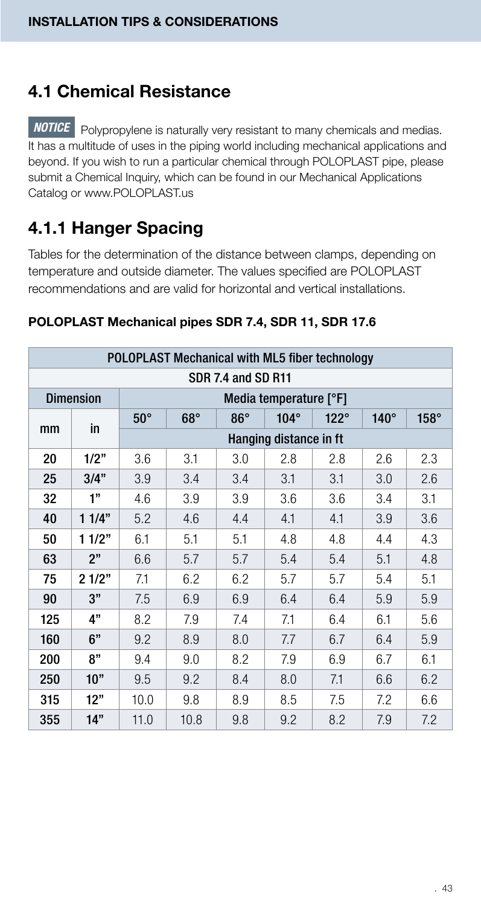## 4.1 Chemical Resistance

***NOTICE*** Polypropylene is naturally very resistant to many chemicals and medias. It has a multitude of uses in the piping world including mechanical applications and beyond. If you wish to run a particular chemical through POLOPLAST pipe, please submit a Chemical Inquiry, which can be found in our Mechanical Applications Catalog or www.POLOPLAST.us

## 4.1.1 Hanger Spacing

Tables for the determination of the distance between clamps, depending on temperature and outside diameter. The values specified are POLOPLAST recommendations and are valid for horizontal and vertical installations.

**POLOPLAST Mechanical pipes SDR 7.4, SDR 11, SDR 17.6**

| POLOPLAST Mechanical with ML5 fiber technology | | | | | | | | |
|---|---|---|---|---|---|---|---|---|
| SDR 7.4 and SD R11 | | | | | | | | |
| Dimension | | Media temperature [°F] | | | | | | |
| mm | in | 50° | 68° | 86° | 104° | 122° | 140° | 158° |
| | | Hanging distance in ft | | | | | | |
| 20 | 1/2" | 3.6 | 3.1 | 3.0 | 2.8 | 2.8 | 2.6 | 2.3 |
| 25 | 3/4" | 3.9 | 3.4 | 3.4 | 3.1 | 3.1 | 3.0 | 2.6 |
| 32 | 1" | 4.6 | 3.9 | 3.9 | 3.6 | 3.6 | 3.4 | 3.1 |
| 40 | 1 1/4" | 5.2 | 4.6 | 4.4 | 4.1 | 4.1 | 3.9 | 3.6 |
| 50 | 1 1/2" | 6.1 | 5.1 | 5.1 | 4.8 | 4.8 | 4.4 | 4.3 |
| 63 | 2" | 6.6 | 5.7 | 5.7 | 5.4 | 5.4 | 5.1 | 4.8 |
| 75 | 2 1/2" | 7.1 | 6.2 | 6.2 | 5.7 | 5.7 | 5.4 | 5.1 |
| 90 | 3" | 7.5 | 6.9 | 6.9 | 6.4 | 6.4 | 5.9 | 5.9 |
| 125 | 4" | 8.2 | 7.9 | 7.4 | 7.1 | 6.4 | 6.1 | 5.6 |
| 160 | 6" | 9.2 | 8.9 | 8.0 | 7.7 | 6.7 | 6.4 | 5.9 |
| 200 | 8" | 9.4 | 9.0 | 8.2 | 7.9 | 6.9 | 6.7 | 6.1 |
| 250 | 10" | 9.5 | 9.2 | 8.4 | 8.0 | 7.1 | 6.6 | 6.2 |
| 315 | 12" | 10.0 | 9.8 | 8.9 | 8.5 | 7.5 | 7.2 | 6.6 |
| 355 | 14" | 11.0 | 10.8 | 9.8 | 9.2 | 8.2 | 7.9 | 7.2 |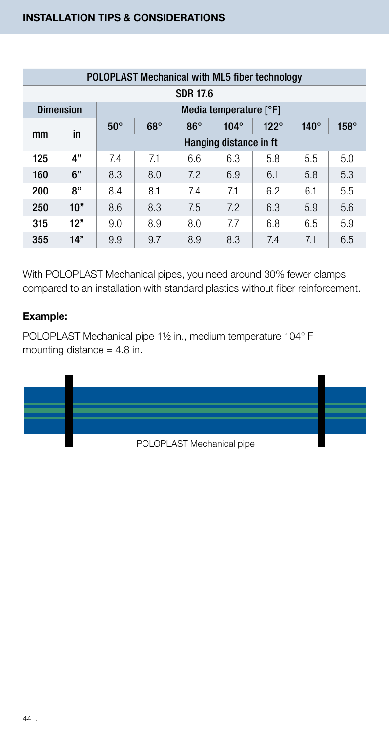## INSTALLATION TIPS & CONSIDERATIONS

| POLOPLAST Mechanical with ML5 fiber technology | | | | | | | | |
|---|---|---|---|---|---|---|---|---|
| SDR 17.6 | | | | | | | | |
| Dimension | | Media temperature [°F] | | | | | | |
| mm | in | 50° | 68° | 86° | 104° | 122° | 140° | 158° |
| | | Hanging distance in ft | | | | | | |
| 125 | 4" | 7.4 | 7.1 | 6.6 | 6.3 | 5.8 | 5.5 | 5.0 |
| 160 | 6" | 8.3 | 8.0 | 7.2 | 6.9 | 6.1 | 5.8 | 5.3 |
| 200 | 8" | 8.4 | 8.1 | 7.4 | 7.1 | 6.2 | 6.1 | 5.5 |
| 250 | 10" | 8.6 | 8.3 | 7.5 | 7.2 | 6.3 | 5.9 | 5.6 |
| 315 | 12" | 9.0 | 8.9 | 8.0 | 7.7 | 6.8 | 6.5 | 5.9 |
| 355 | 14" | 9.9 | 9.7 | 8.9 | 8.3 | 7.4 | 7.1 | 6.5 |

With POLOPLAST Mechanical pipes, you need around 30% fewer clamps compared to an installation with standard plastics without fiber reinforcement.

**Example:**

POLOPLAST Mechanical pipe 1½ in., medium temperature 104° F
mounting distance = 4.8 in.

POLOPLAST Mechanical pipe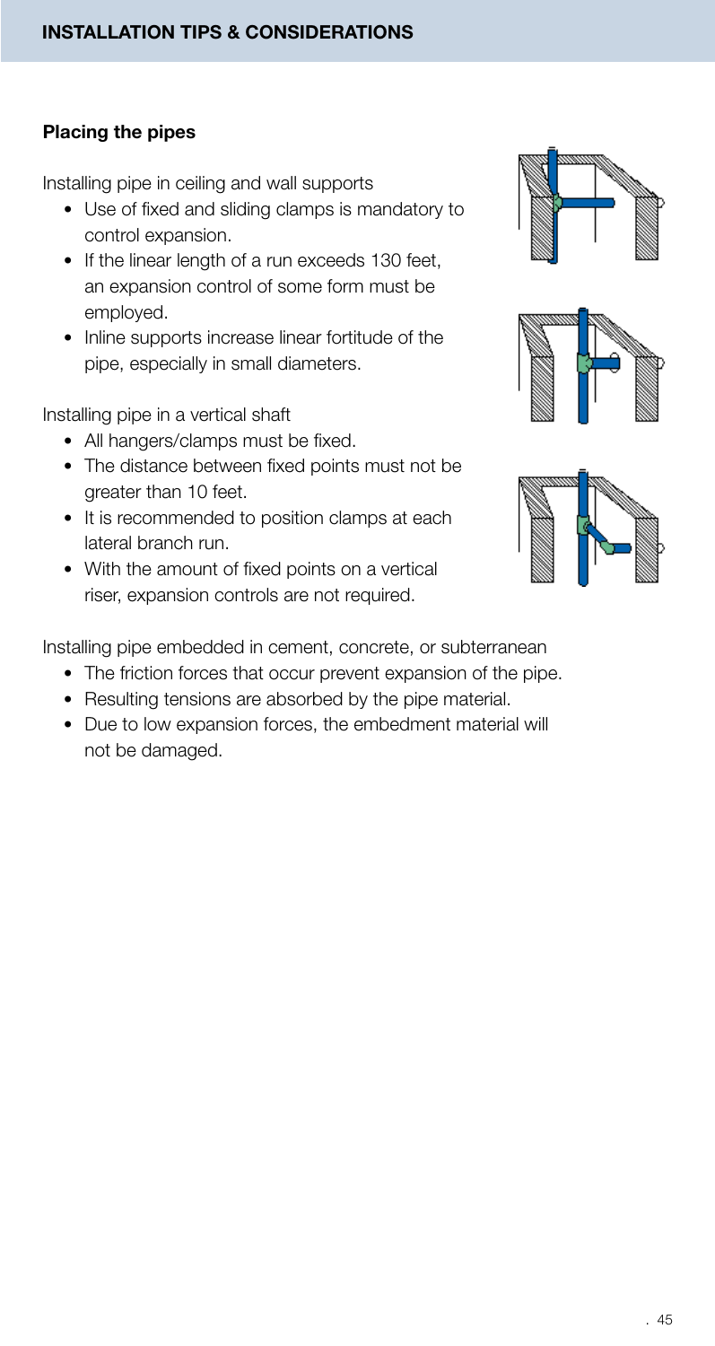## INSTALLATION TIPS & CONSIDERATIONS

### Placing the pipes

Installing pipe in ceiling and wall supports

- Use of fixed and sliding clamps is mandatory to control expansion.
- If the linear length of a run exceeds 130 feet, an expansion control of some form must be employed.
- Inline supports increase linear fortitude of the pipe, especially in small diameters.

Installing pipe in a vertical shaft

- All hangers/clamps must be fixed.
- The distance between fixed points must not be greater than 10 feet.
- It is recommended to position clamps at each lateral branch run.
- With the amount of fixed points on a vertical riser, expansion controls are not required.

Installing pipe embedded in cement, concrete, or subterranean

- The friction forces that occur prevent expansion of the pipe.
- Resulting tensions are absorbed by the pipe material.
- Due to low expansion forces, the embedment material will not be damaged.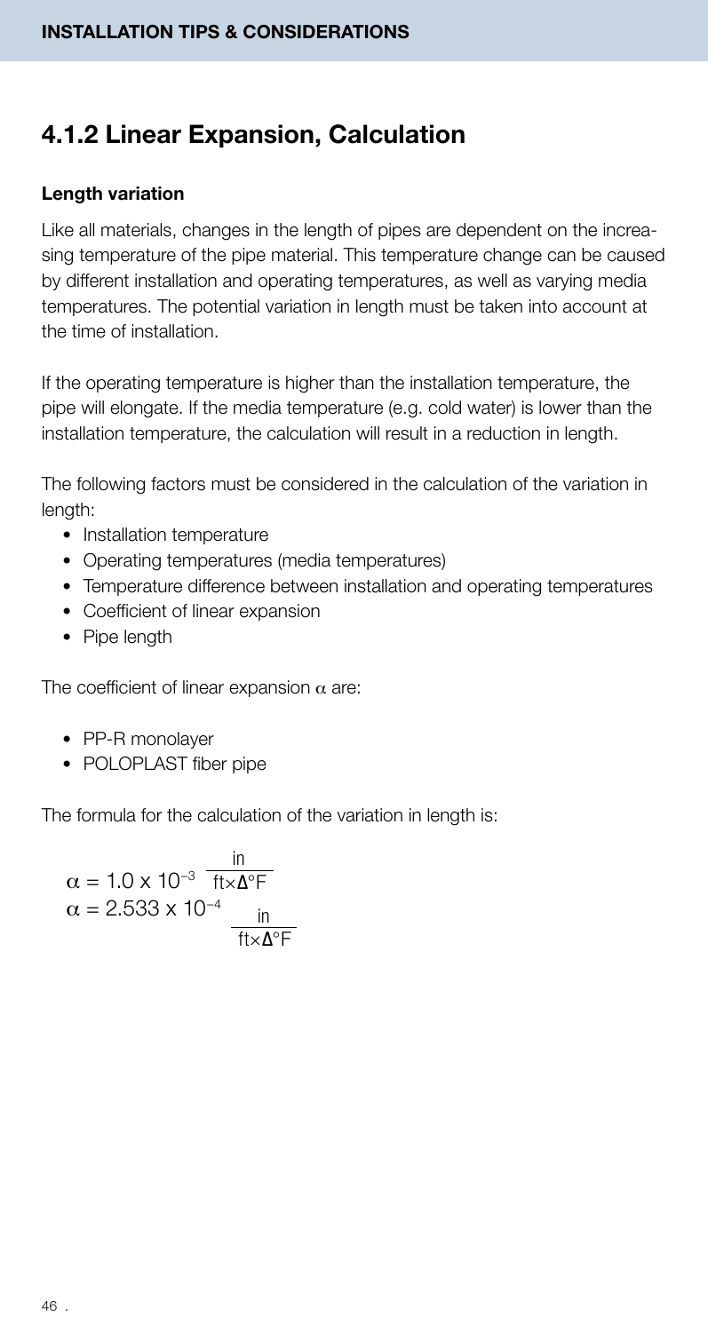## 4.1.2 Linear Expansion, Calculation

**Length variation**

Like all materials, changes in the length of pipes are dependent on the increasing temperature of the pipe material. This temperature change can be caused by different installation and operating temperatures, as well as varying media temperatures. The potential variation in length must be taken into account at the time of installation.

If the operating temperature is higher than the installation temperature, the pipe will elongate. If the media temperature (e.g. cold water) is lower than the installation temperature, the calculation will result in a reduction in length.

The following factors must be considered in the calculation of the variation in length:

- Installation temperature
- Operating temperatures (media temperatures)
- Temperature difference between installation and operating temperatures
- Coefficient of linear expansion
- Pipe length

The coefficient of linear expansion $\alpha$ are:

- PP-R monolayer
- POLOPLAST fiber pipe

The formula for the calculation of the variation in length is:

$$\alpha = 1.0 \times 10^{-3} \ \frac{\text{in}}{\text{ft} \times \Delta°\text{F}}$$

$$\alpha = 2.533 \times 10^{-4} \ \frac{\text{in}}{\text{ft} \times \Delta°\text{F}}$$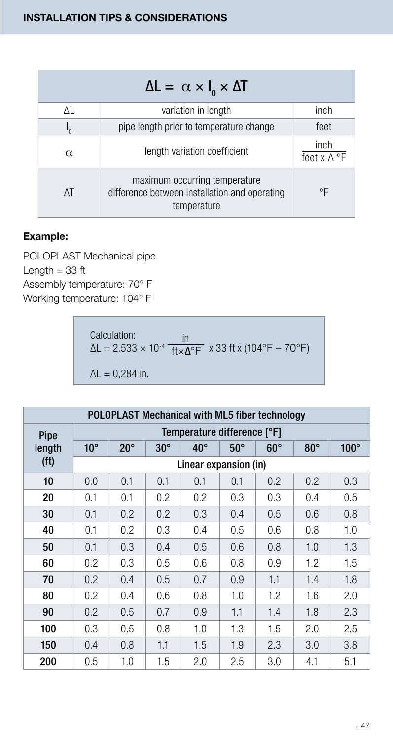## INSTALLATION TIPS & CONSIDERATIONS

| $\Delta L = \alpha \times l_0 \times \Delta T$ | | |
|---|---|---|
| $\Delta L$ | variation in length | inch |
| $l_0$ | pipe length prior to temperature change | feet |
| $\alpha$ | length variation coefficient | $\frac{\text{inch}}{\text{feet} \times \Delta\ °F}$ |
| $\Delta T$ | maximum occurring temperature difference between installation and operating temperature | °F |

**Example:**

POLOPLAST Mechanical pipe
Length = 33 ft
Assembly temperature: 70° F
Working temperature: 104° F

Calculation:
$$\Delta L = 2.533 \times 10^{-4} \frac{\text{in}}{\text{ft} \times \Delta °F} \times 33 \text{ ft} \times (104°F - 70°F)$$

$\Delta L = 0{,}284$ in.

| POLOPLAST Mechanical with ML5 fiber technology | | | | | | | | |
|---|---|---|---|---|---|---|---|---|
| Pipe length (ft) | Temperature difference [°F] | | | | | | | |
| | 10° | 20° | 30° | 40° | 50° | 60° | 80° | 100° |
| | Linear expansion (in) | | | | | | | |
| 10 | 0.0 | 0.1 | 0.1 | 0.1 | 0.1 | 0.2 | 0.2 | 0.3 |
| 20 | 0.1 | 0.1 | 0.2 | 0.2 | 0.3 | 0.3 | 0.4 | 0.5 |
| 30 | 0.1 | 0.2 | 0.2 | 0.3 | 0.4 | 0.5 | 0.6 | 0.8 |
| 40 | 0.1 | 0.2 | 0.3 | 0.4 | 0.5 | 0.6 | 0.8 | 1.0 |
| 50 | 0.1 | 0.3 | 0.4 | 0.5 | 0.6 | 0.8 | 1.0 | 1.3 |
| 60 | 0.2 | 0.3 | 0.5 | 0.6 | 0.8 | 0.9 | 1.2 | 1.5 |
| 70 | 0.2 | 0.4 | 0.5 | 0.7 | 0.9 | 1.1 | 1.4 | 1.8 |
| 80 | 0.2 | 0.4 | 0.6 | 0.8 | 1.0 | 1.2 | 1.6 | 2.0 |
| 90 | 0.2 | 0.5 | 0.7 | 0.9 | 1.1 | 1.4 | 1.8 | 2.3 |
| 100 | 0.3 | 0.5 | 0.8 | 1.0 | 1.3 | 1.5 | 2.0 | 2.5 |
| 150 | 0.4 | 0.8 | 1.1 | 1.5 | 1.9 | 2.3 | 3.0 | 3.8 |
| 200 | 0.5 | 1.0 | 1.5 | 2.0 | 2.5 | 3.0 | 4.1 | 5.1 |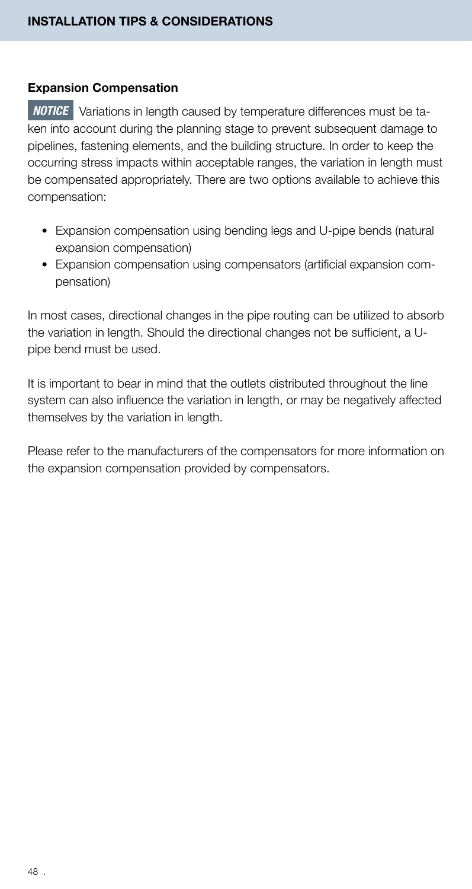## INSTALLATION TIPS & CONSIDERATIONS

### Expansion Compensation

**NOTICE** Variations in length caused by temperature differences must be taken into account during the planning stage to prevent subsequent damage to pipelines, fastening elements, and the building structure. In order to keep the occurring stress impacts within acceptable ranges, the variation in length must be compensated appropriately. There are two options available to achieve this compensation:

- Expansion compensation using bending legs and U-pipe bends (natural expansion compensation)
- Expansion compensation using compensators (artificial expansion compensation)

In most cases, directional changes in the pipe routing can be utilized to absorb the variation in length. Should the directional changes not be sufficient, a U-pipe bend must be used.

It is important to bear in mind that the outlets distributed throughout the line system can also influence the variation in length, or may be negatively affected themselves by the variation in length.

Please refer to the manufacturers of the compensators for more information on the expansion compensation provided by compensators.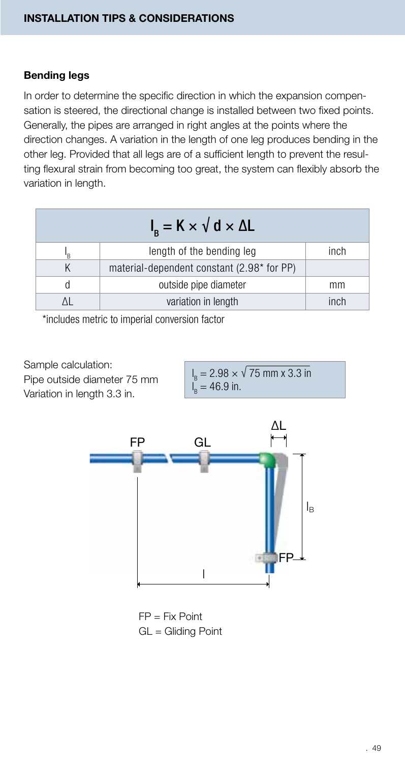## INSTALLATION TIPS & CONSIDERATIONS

### Bending legs

In order to determine the specific direction in which the expansion compensation is steered, the directional change is installed between two fixed points. Generally, the pipes are arranged in right angles at the points where the direction changes. A variation in the length of one leg produces bending in the other leg. Provided that all legs are of a sufficient length to prevent the resulting flexural strain from becoming too great, the system can flexibly absorb the variation in length.

| $l_B = K \times \sqrt{d \times \Delta L}$ | | |
|---|---|---|
| $l_B$ | length of the bending leg | inch |
| K | material-dependent constant (2.98* for PP) | |
| d | outside pipe diameter | mm |
| $\Delta L$ | variation in length | inch |

*includes metric to imperial conversion factor

Sample calculation:
Pipe outside diameter 75 mm
Variation in length 3.3 in.

$l_B = 2.98 \times \sqrt{75 \text{ mm x } 3.3 \text{ in}}$
$l_B = 46.9$ in.

FP = Fix Point
GL = Gliding Point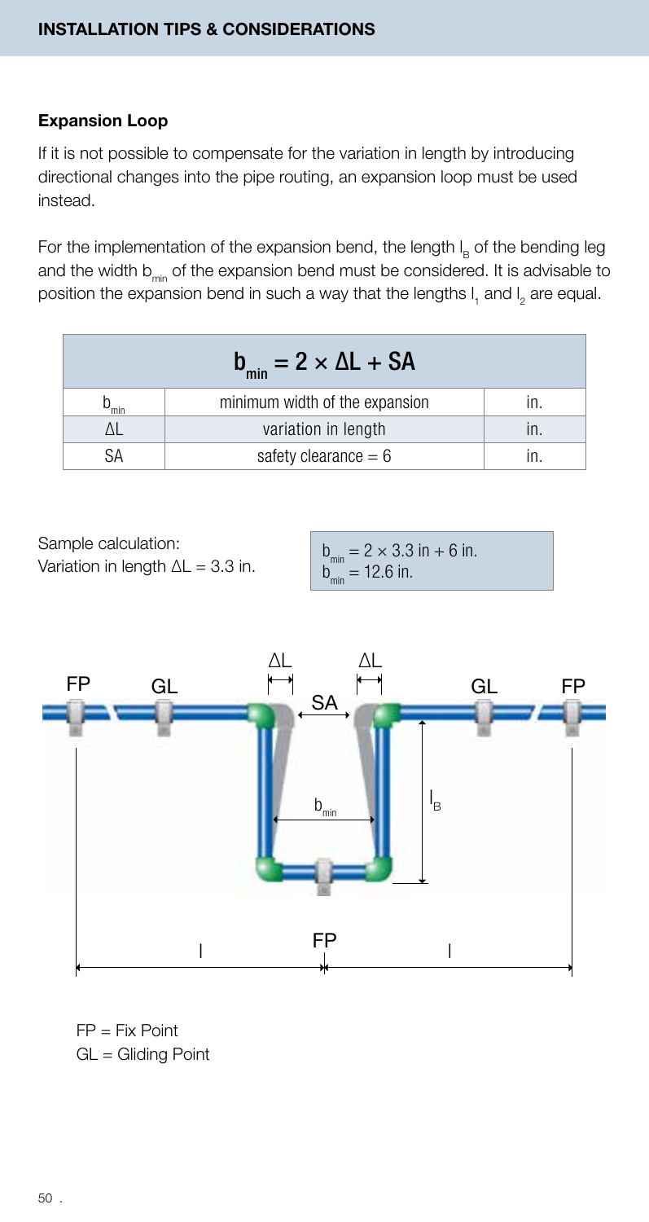## Expansion Loop

If it is not possible to compensate for the variation in length by introducing directional changes into the pipe routing, an expansion loop must be used instead.

For the implementation of the expansion bend, the length $l_B$ of the bending leg and the width $b_{min}$ of the expansion bend must be considered. It is advisable to position the expansion bend in such a way that the lengths $l_1$ and $l_2$ are equal.

| $b_{min} = 2 \times \Delta L + SA$ | | |
|---|---|---|
| $b_{min}$ | minimum width of the expansion | in. |
| $\Delta L$ | variation in length | in. |
| SA | safety clearance = 6 | in. |

Sample calculation:
Variation in length $\Delta L$ = 3.3 in.

$b_{min} = 2 \times 3.3$ in + 6 in.
$b_{min} = 12.6$ in.

FP = Fix Point
GL = Gliding Point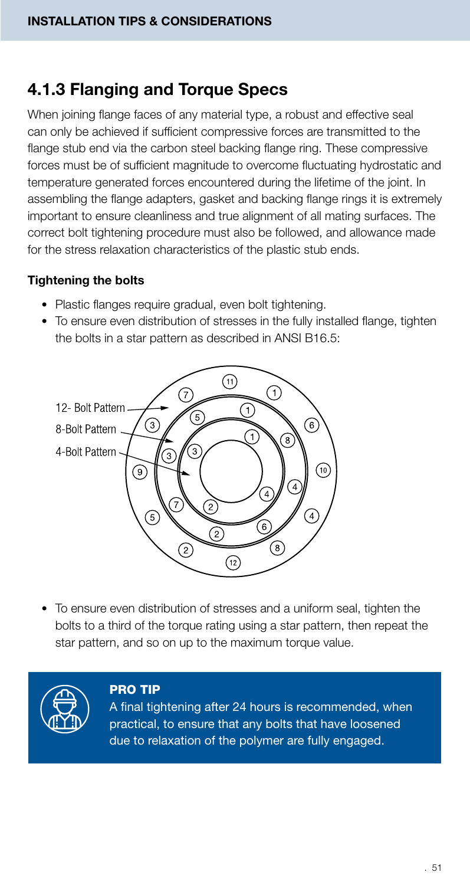## 4.1.3 Flanging and Torque Specs

When joining flange faces of any material type, a robust and effective seal can only be achieved if sufficient compressive forces are transmitted to the flange stub end via the carbon steel backing flange ring. These compressive forces must be of sufficient magnitude to overcome fluctuating hydrostatic and temperature generated forces encountered during the lifetime of the joint. In assembling the flange adapters, gasket and backing flange rings it is extremely important to ensure cleanliness and true alignment of all mating surfaces. The correct bolt tightening procedure must also be followed, and allowance made for the stress relaxation characteristics of the plastic stub ends.

### Tightening the bolts

- Plastic flanges require gradual, even bolt tightening.
- To ensure even distribution of stresses in the fully installed flange, tighten the bolts in a star pattern as described in ANSI B16.5:

12- Bolt Pattern

8-Bolt Pattern

4-Bolt Pattern

- To ensure even distribution of stresses and a uniform seal, tighten the bolts to a third of the torque rating using a star pattern, then repeat the star pattern, and so on up to the maximum torque value.

**PRO TIP**

A final tightening after 24 hours is recommended, when practical, to ensure that any bolts that have loosened due to relaxation of the polymer are fully engaged.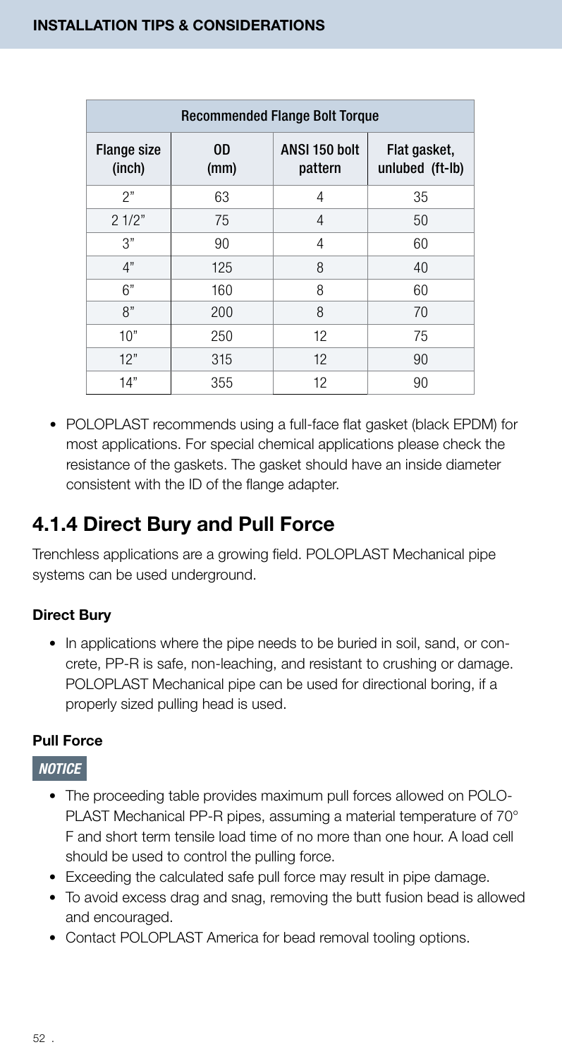## INSTALLATION TIPS & CONSIDERATIONS

| Recommended Flange Bolt Torque | | | |
|---|---|---|---|
| Flange size (inch) | OD (mm) | ANSI 150 bolt pattern | Flat gasket, unlubed (ft-lb) |
| 2" | 63 | 4 | 35 |
| 2 1/2" | 75 | 4 | 50 |
| 3" | 90 | 4 | 60 |
| 4" | 125 | 8 | 40 |
| 6" | 160 | 8 | 60 |
| 8" | 200 | 8 | 70 |
| 10" | 250 | 12 | 75 |
| 12" | 315 | 12 | 90 |
| 14" | 355 | 12 | 90 |

- POLOPLAST recommends using a full-face flat gasket (black EPDM) for most applications. For special chemical applications please check the resistance of the gaskets. The gasket should have an inside diameter consistent with the ID of the flange adapter.

## 4.1.4 Direct Bury and Pull Force

Trenchless applications are a growing field. POLOPLAST Mechanical pipe systems can be used underground.

### Direct Bury

- In applications where the pipe needs to be buried in soil, sand, or concrete, PP-R is safe, non-leaching, and resistant to crushing or damage. POLOPLAST Mechanical pipe can be used for directional boring, if a properly sized pulling head is used.

### Pull Force

*NOTICE*

- The proceeding table provides maximum pull forces allowed on POLOPLAST Mechanical PP-R pipes, assuming a material temperature of 70° F and short term tensile load time of no more than one hour. A load cell should be used to control the pulling force.
- Exceeding the calculated safe pull force may result in pipe damage.
- To avoid excess drag and snag, removing the butt fusion bead is allowed and encouraged.
- Contact POLOPLAST America for bead removal tooling options.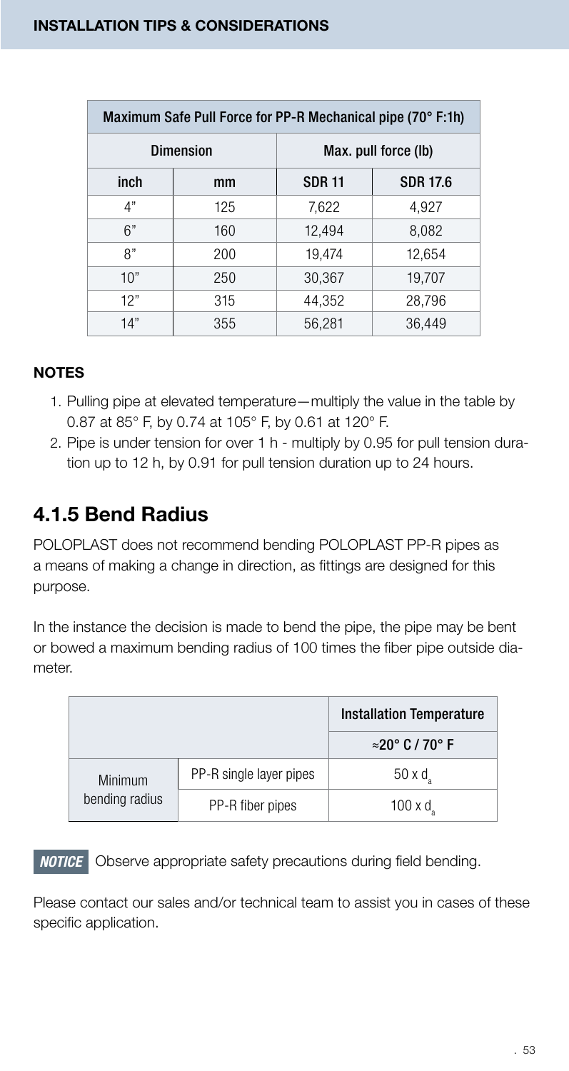| Maximum Safe Pull Force for PP-R Mechanical pipe (70° F:1h) | | | |
|---|---|---|---|
| Dimension | | Max. pull force (lb) | |
| inch | mm | SDR 11 | SDR 17.6 |
| 4" | 125 | 7,622 | 4,927 |
| 6" | 160 | 12,494 | 8,082 |
| 8" | 200 | 19,474 | 12,654 |
| 10" | 250 | 30,367 | 19,707 |
| 12" | 315 | 44,352 | 28,796 |
| 14" | 355 | 56,281 | 36,449 |

**NOTES**

1. Pulling pipe at elevated temperature—multiply the value in the table by 0.87 at 85° F, by 0.74 at 105° F, by 0.61 at 120° F.
2. Pipe is under tension for over 1 h - multiply by 0.95 for pull tension duration up to 12 h, by 0.91 for pull tension duration up to 24 hours.

## 4.1.5 Bend Radius

POLOPLAST does not recommend bending POLOPLAST PP-R pipes as a means of making a change in direction, as fittings are designed for this purpose.

In the instance the decision is made to bend the pipe, the pipe may be bent or bowed a maximum bending radius of 100 times the fiber pipe outside diameter.

| | | Installation Temperature |
|---|---|---|
| | | ≈20° C / 70° F |
| Minimum bending radius | PP-R single layer pipes | $50 \times d_a$ |
| | PP-R fiber pipes | $100 \times d_a$ |

***NOTICE*** Observe appropriate safety precautions during field bending.

Please contact our sales and/or technical team to assist you in cases of these specific application.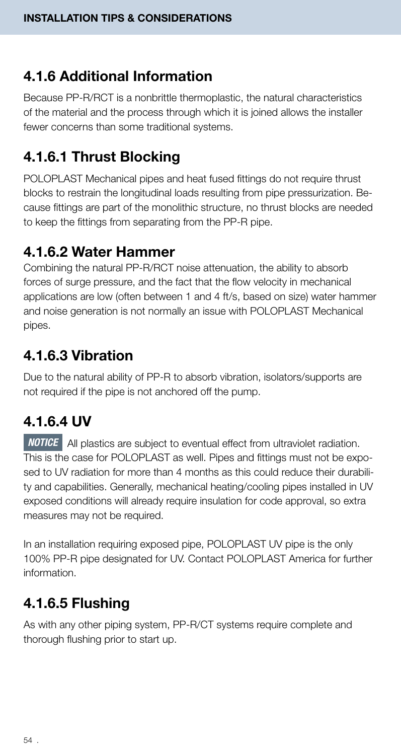## 4.1.6 Additional Information

Because PP-R/RCT is a nonbrittle thermoplastic, the natural characteristics of the material and the process through which it is joined allows the installer fewer concerns than some traditional systems.

## 4.1.6.1 Thrust Blocking

POLOPLAST Mechanical pipes and heat fused fittings do not require thrust blocks to restrain the longitudinal loads resulting from pipe pressurization. Because fittings are part of the monolithic structure, no thrust blocks are needed to keep the fittings from separating from the PP-R pipe.

## 4.1.6.2 Water Hammer

Combining the natural PP-R/RCT noise attenuation, the ability to absorb forces of surge pressure, and the fact that the flow velocity in mechanical applications are low (often between 1 and 4 ft/s, based on size) water hammer and noise generation is not normally an issue with POLOPLAST Mechanical pipes.

## 4.1.6.3 Vibration

Due to the natural ability of PP-R to absorb vibration, isolators/supports are not required if the pipe is not anchored off the pump.

## 4.1.6.4 UV

**NOTICE** All plastics are subject to eventual effect from ultraviolet radiation. This is the case for POLOPLAST as well. Pipes and fittings must not be exposed to UV radiation for more than 4 months as this could reduce their durability and capabilities. Generally, mechanical heating/cooling pipes installed in UV exposed conditions will already require insulation for code approval, so extra measures may not be required.

In an installation requiring exposed pipe, POLOPLAST UV pipe is the only 100% PP-R pipe designated for UV. Contact POLOPLAST America for further information.

## 4.1.6.5 Flushing

As with any other piping system, PP-R/CT systems require complete and thorough flushing prior to start up.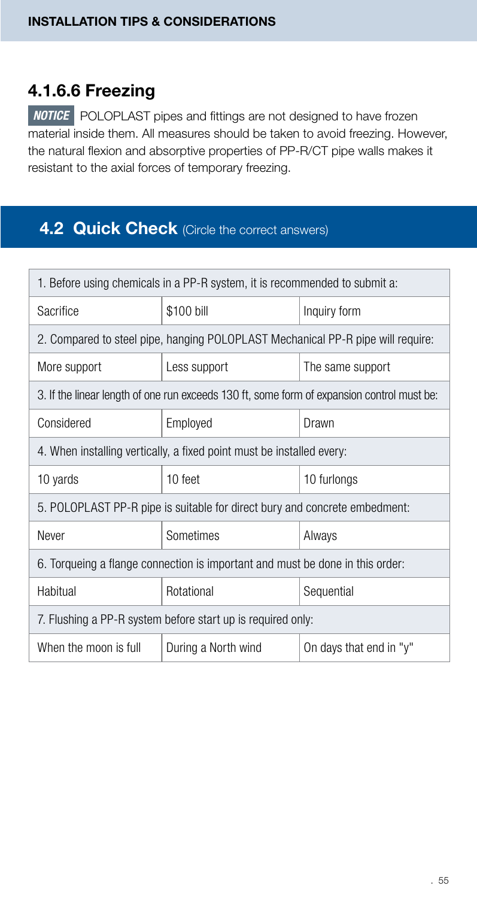## 4.1.6.6 Freezing

***NOTICE*** POLOPLAST pipes and fittings are not designed to have frozen material inside them. All measures should be taken to avoid freezing. However, the natural flexion and absorptive properties of PP-R/CT pipe walls makes it resistant to the axial forces of temporary freezing.

## 4.2 Quick Check (Circle the correct answers)

| 1. Before using chemicals in a PP-R system, it is recommended to submit a: | | |
|---|---|---|
| Sacrifice | $100 bill | Inquiry form |
| 2. Compared to steel pipe, hanging POLOPLAST Mechanical PP-R pipe will require: | | |
| More support | Less support | The same support |
| 3. If the linear length of one run exceeds 130 ft, some form of expansion control must be: | | |
| Considered | Employed | Drawn |
| 4. When installing vertically, a fixed point must be installed every: | | |
| 10 yards | 10 feet | 10 furlongs |
| 5. POLOPLAST PP-R pipe is suitable for direct bury and concrete embedment: | | |
| Never | Sometimes | Always |
| 6. Torqueing a flange connection is important and must be done in this order: | | |
| Habitual | Rotational | Sequential |
| 7. Flushing a PP-R system before start up is required only: | | |
| When the moon is full | During a North wind | On days that end in "y" |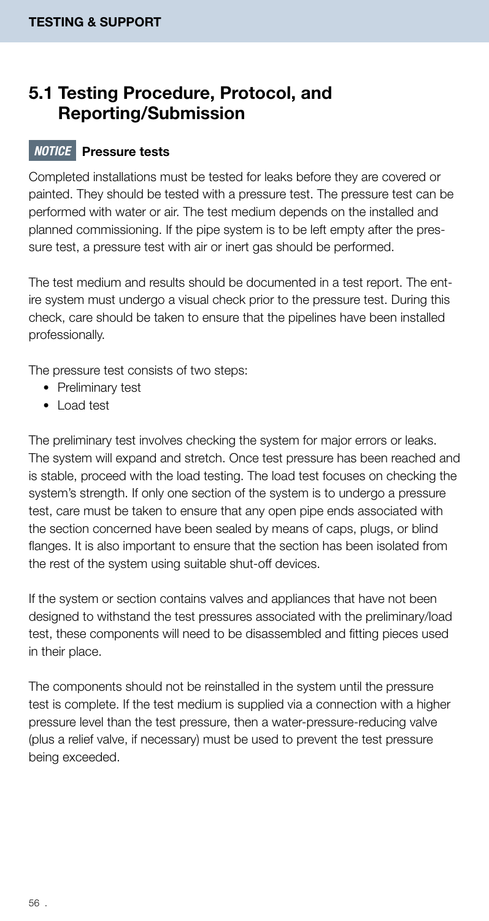## 5.1 Testing Procedure, Protocol, and Reporting/Submission

**NOTICE** **Pressure tests**

Completed installations must be tested for leaks before they are covered or painted. They should be tested with a pressure test. The pressure test can be performed with water or air. The test medium depends on the installed and planned commissioning. If the pipe system is to be left empty after the pressure test, a pressure test with air or inert gas should be performed.

The test medium and results should be documented in a test report. The entire system must undergo a visual check prior to the pressure test. During this check, care should be taken to ensure that the pipelines have been installed professionally.

The pressure test consists of two steps:

- Preliminary test
- Load test

The preliminary test involves checking the system for major errors or leaks. The system will expand and stretch. Once test pressure has been reached and is stable, proceed with the load testing. The load test focuses on checking the system's strength. If only one section of the system is to undergo a pressure test, care must be taken to ensure that any open pipe ends associated with the section concerned have been sealed by means of caps, plugs, or blind flanges. It is also important to ensure that the section has been isolated from the rest of the system using suitable shut-off devices.

If the system or section contains valves and appliances that have not been designed to withstand the test pressures associated with the preliminary/load test, these components will need to be disassembled and fitting pieces used in their place.

The components should not be reinstalled in the system until the pressure test is complete. If the test medium is supplied via a connection with a higher pressure level than the test pressure, then a water-pressure-reducing valve (plus a relief valve, if necessary) must be used to prevent the test pressure being exceeded.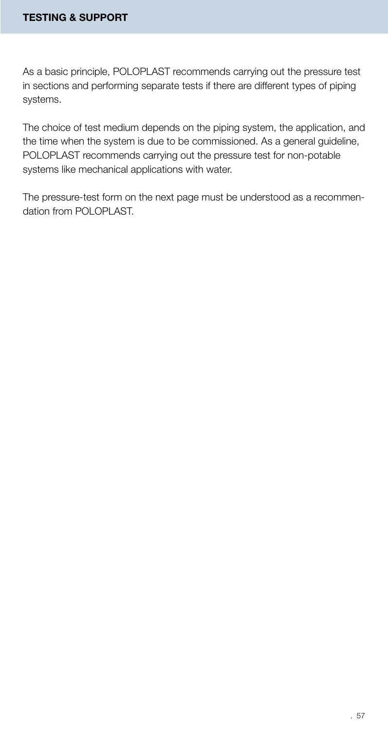## TESTING & SUPPORT

As a basic principle, POLOPLAST recommends carrying out the pressure test in sections and performing separate tests if there are different types of piping systems.

The choice of test medium depends on the piping system, the application, and the time when the system is due to be commissioned. As a general guideline, POLOPLAST recommends carrying out the pressure test for non-potable systems like mechanical applications with water.

The pressure-test form on the next page must be understood as a recommendation from POLOPLAST.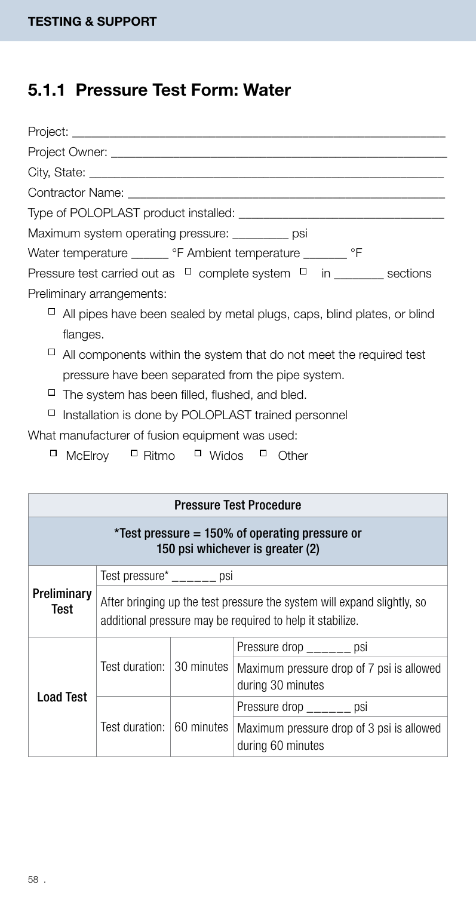## 5.1.1 Pressure Test Form: Water

Project: ___________________________________________________________

Project Owner: ______________________________________________________

City, State: _________________________________________________________

Contractor Name: ____________________________________________________

Type of POLOPLAST product installed: ________________________________

Maximum system operating pressure: _________ psi

Water temperature ______ °F Ambient temperature _______ °F

Pressure test carried out as ☐ complete system ☐ in ________ sections

Preliminary arrangements:

- ☐ All pipes have been sealed by metal plugs, caps, blind plates, or blind flanges.
- ☐ All components within the system that do not meet the required test pressure have been separated from the pipe system.
- ☐ The system has been filled, flushed, and bled.
- ☐ Installation is done by POLOPLAST trained personnel

What manufacturer of fusion equipment was used:

☐ McElroy ☐ Ritmo ☐ Widos ☐ Other

| Pressure Test Procedure | | | |
|---|---|---|---|
| *Test pressure = 150% of operating pressure or 150 psi whichever is greater (2) | | | |
| **Preliminary Test** | Test pressure* ______ psi | | |
| | After bringing up the test pressure the system will expand slightly, so additional pressure may be required to help it stabilize. | | |
| **Load Test** | Test duration: | 30 minutes | Pressure drop ______ psi |
| | | | Maximum pressure drop of 7 psi is allowed during 30 minutes |
| | Test duration: | 60 minutes | Pressure drop ______ psi |
| | | | Maximum pressure drop of 3 psi is allowed during 60 minutes |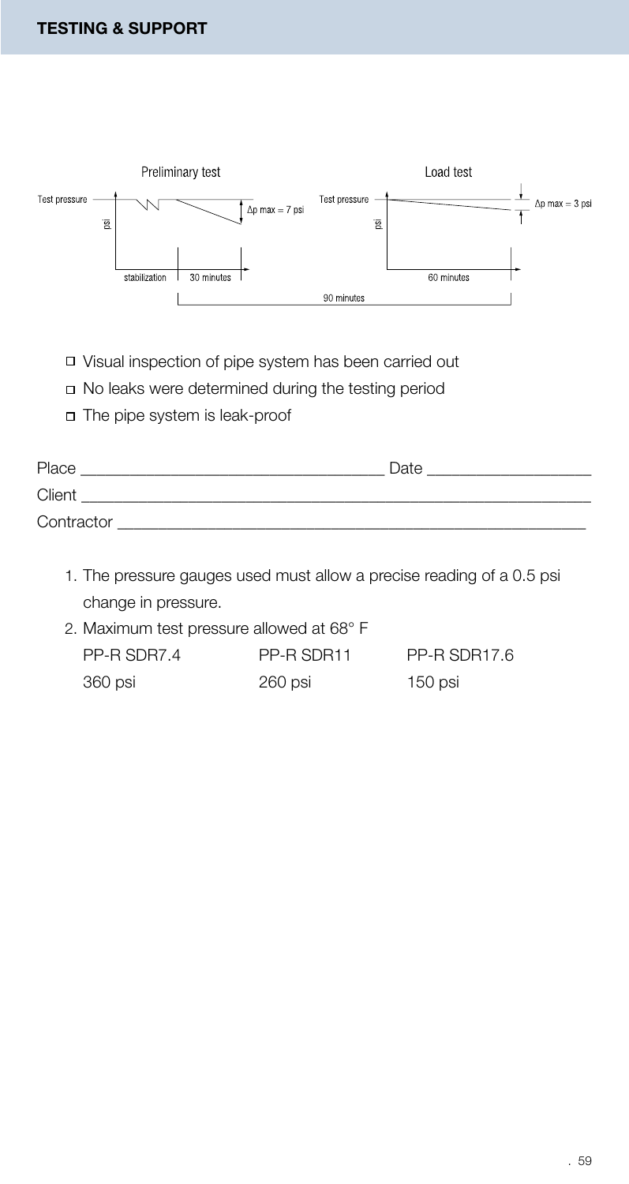Preliminary test

Test pressure — psi — $\Delta p$ max = 7 psi — stabilization — 30 minutes

Load test

Test pressure — psi — $\Delta p$ max = 3 psi — 60 minutes

90 minutes

- ☐ Visual inspection of pipe system has been carried out
- ☐ No leaks were determined during the testing period
- ☐ The pipe system is leak-proof

Place ___________________________________ Date ___________________

Client _____________________________________________________________

Contractor _________________________________________________________

1. The pressure gauges used must allow a precise reading of a 0.5 psi change in pressure.
2. Maximum test pressure allowed at 68° F

| PP-R SDR7.4 | PP-R SDR11 | PP-R SDR17.6 |
|---|---|---|
| 360 psi | 260 psi | 150 psi |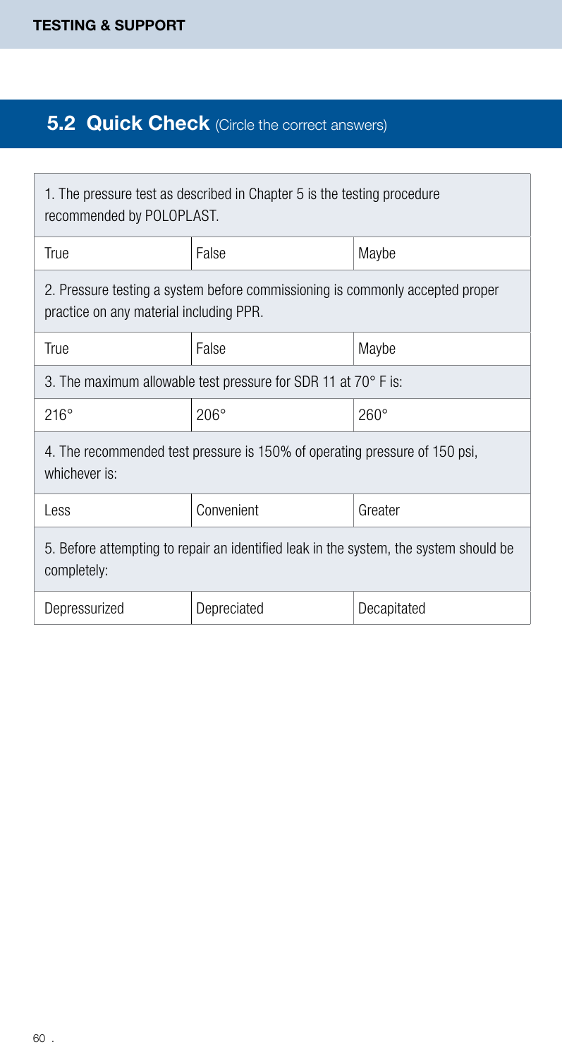## 5.2 Quick Check (Circle the correct answers)

| 1. The pressure test as described in Chapter 5 is the testing procedure recommended by POLOPLAST. | | |
|---|---|---|
| True | False | Maybe |
| **2. Pressure testing a system before commissioning is commonly accepted proper practice on any material including PPR.** | | |
| True | False | Maybe |
| **3. The maximum allowable test pressure for SDR 11 at 70° F is:** | | |
| 216° | 206° | 260° |
| **4. The recommended test pressure is 150% of operating pressure of 150 psi, whichever is:** | | |
| Less | Convenient | Greater |
| **5. Before attempting to repair an identified leak in the system, the system should be completely:** | | |
| Depressurized | Depreciated | Decapitated |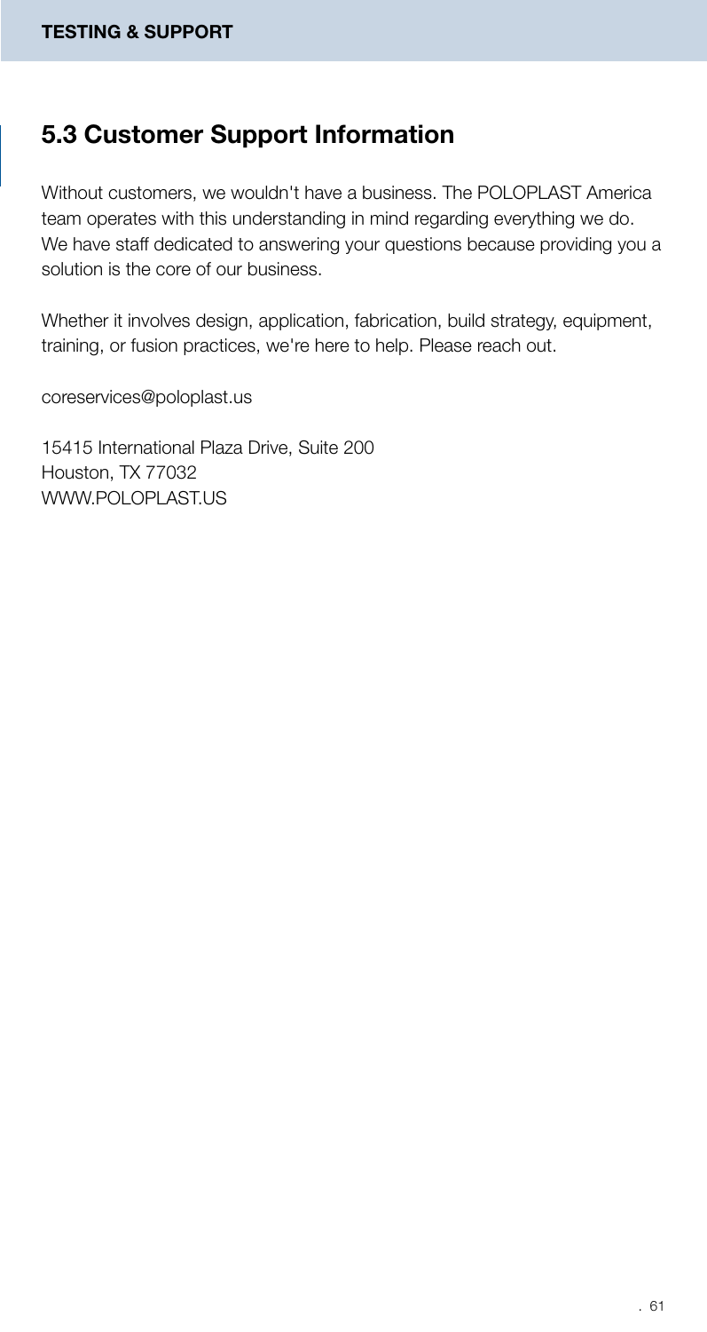## 5.3 Customer Support Information

Without customers, we wouldn't have a business. The POLOPLAST America team operates with this understanding in mind regarding everything we do. We have staff dedicated to answering your questions because providing you a solution is the core of our business.

Whether it involves design, application, fabrication, build strategy, equipment, training, or fusion practices, we're here to help. Please reach out.

coreservices@poloplast.us

15415 International Plaza Drive, Suite 200
Houston, TX 77032
WWW.POLOPLAST.US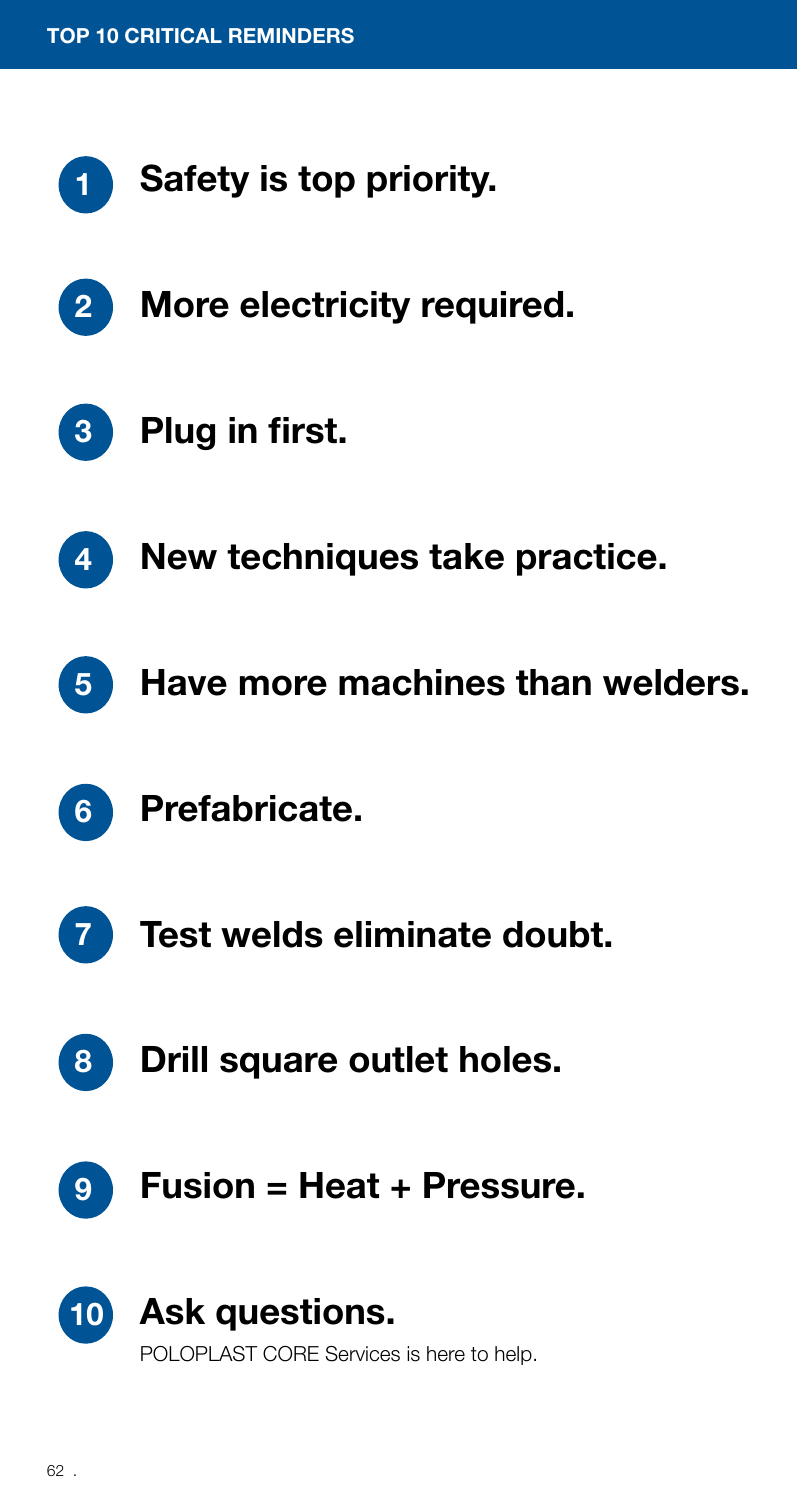# TOP 10 CRITICAL REMINDERS

1. **Safety is top priority.**
2. **More electricity required.**
3. **Plug in first.**
4. **New techniques take practice.**
5. **Have more machines than welders.**
6. **Prefabricate.**
7. **Test welds eliminate doubt.**
8. **Drill square outlet holes.**
9. **Fusion = Heat + Pressure.**
10. **Ask questions.**
    POLOPLAST CORE Services is here to help.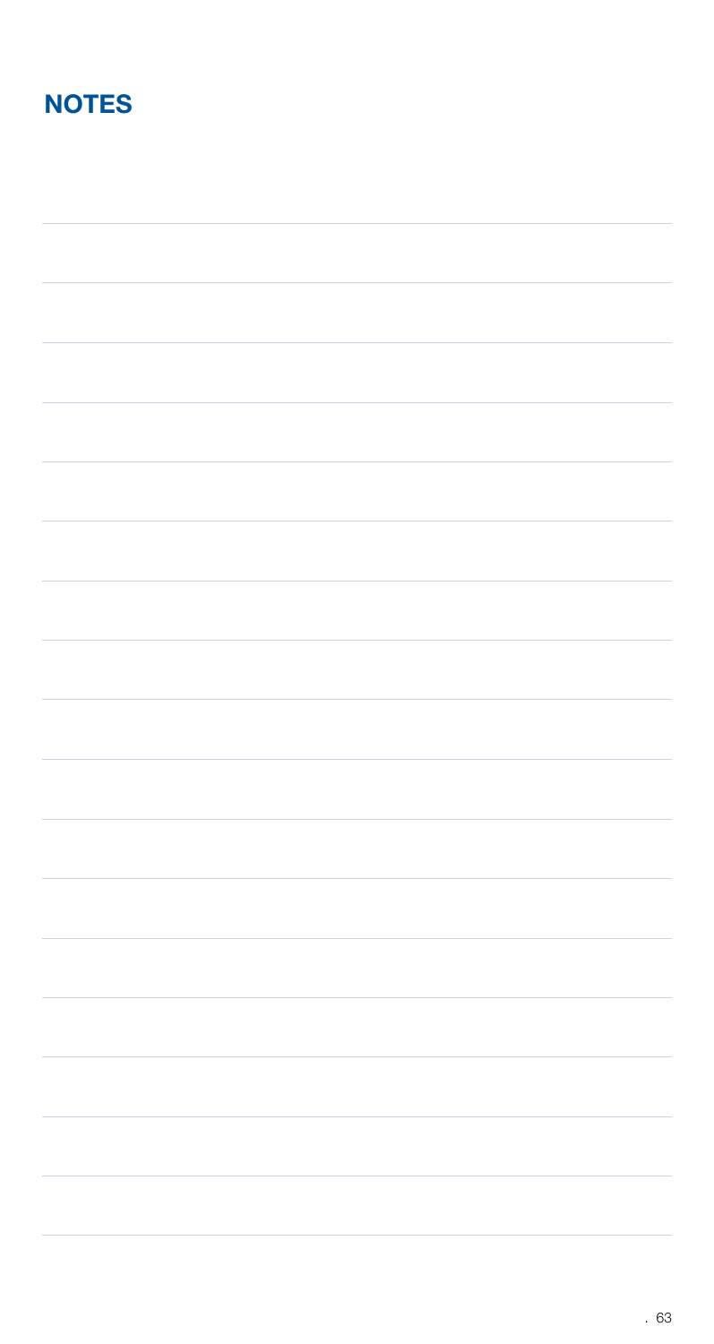# NOTES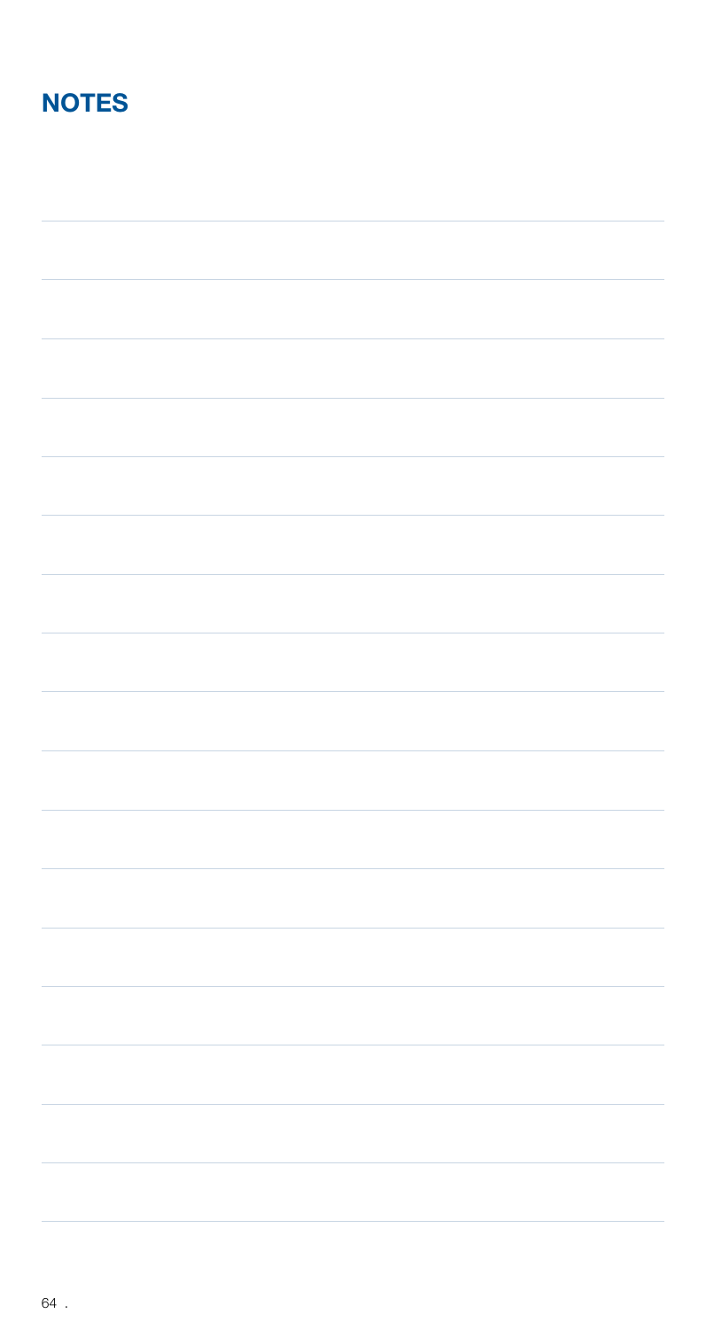# NOTES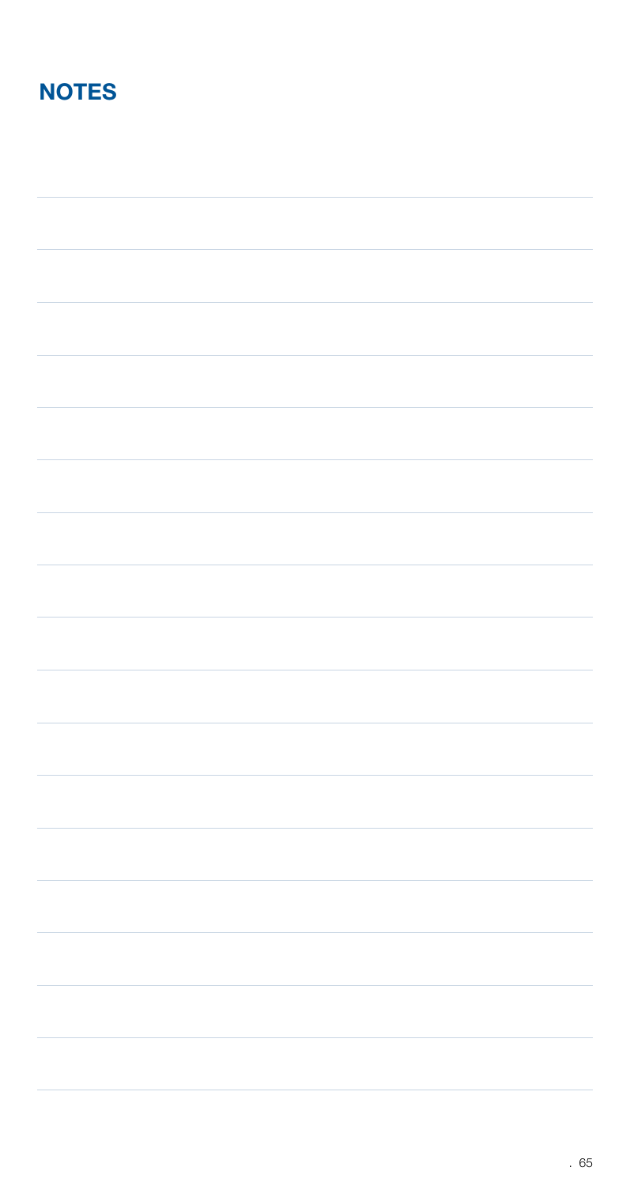## NOTES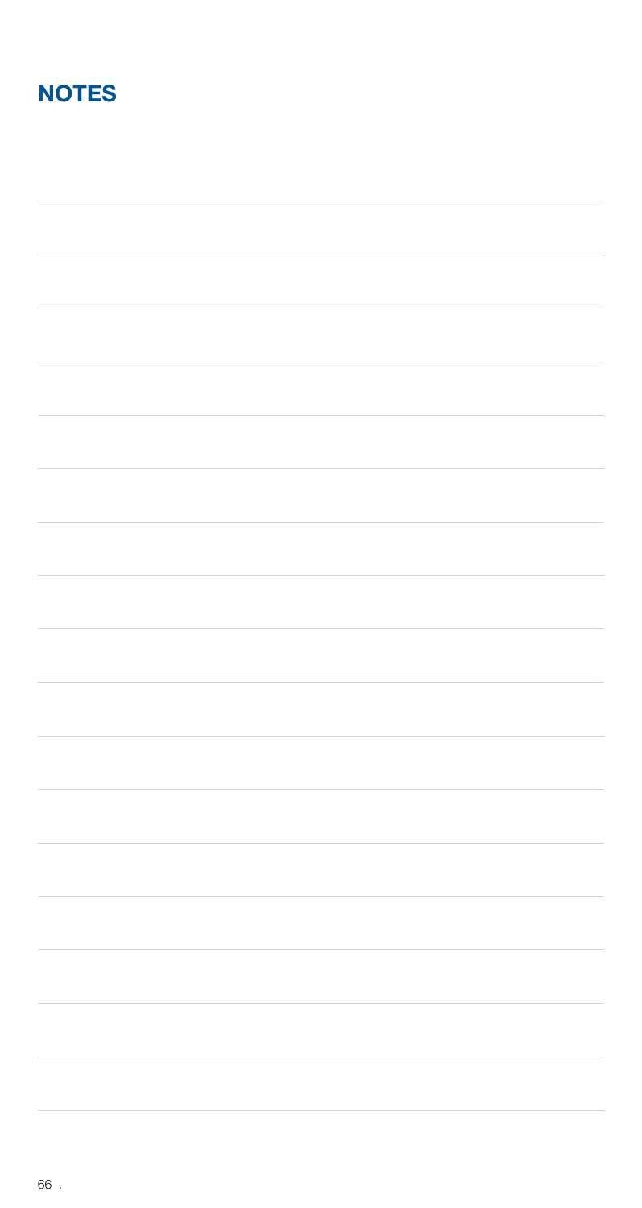# NOTES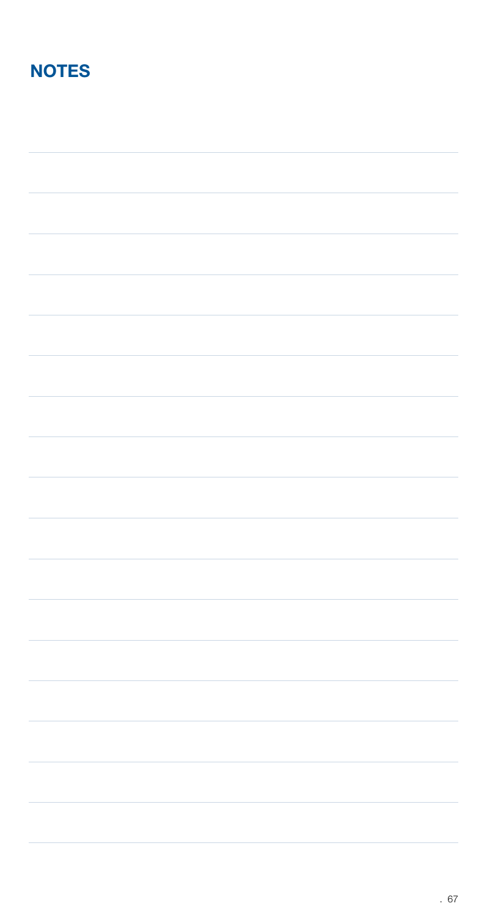## NOTES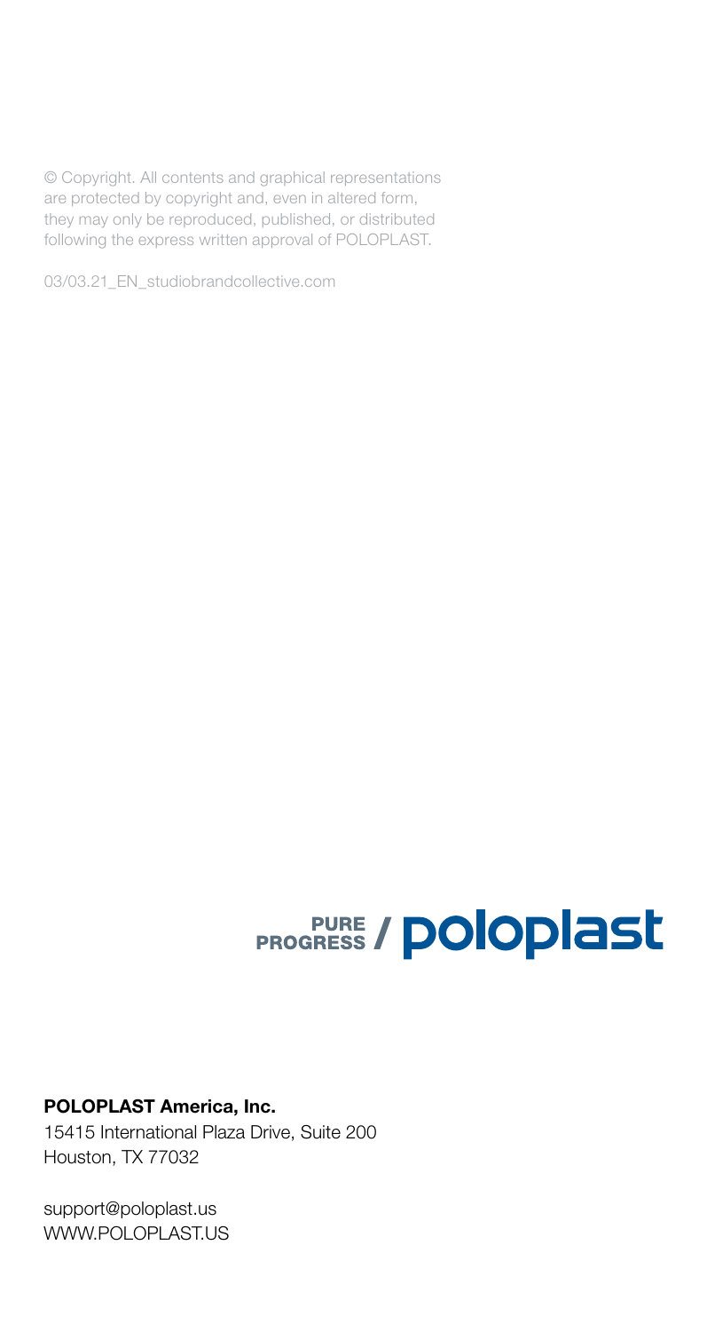© Copyright. All contents and graphical representations are protected by copyright and, even in altered form, they may only be reproduced, published, or distributed following the express written approval of POLOPLAST.

03/03.21_EN_studiobrandcollective.com

PURE PROGRESS / poloplast

**POLOPLAST America, Inc.**
15415 International Plaza Drive, Suite 200
Houston, TX 77032

support@poloplast.us
WWW.POLOPLAST.US